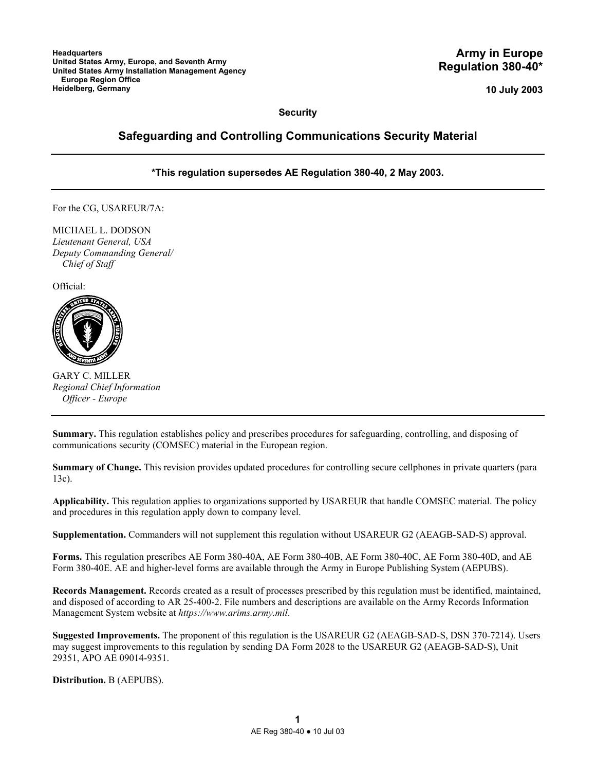**Headquarters**
**United States Army, Europe, and Seventh Army**
**United States Army Installation Management Agency**
**Europe Region Office**
**Heidelberg, Germany**

**Army in Europe**
**Regulation 380-40***

**10 July 2003**

**Security**

# Safeguarding and Controlling Communications Security Material

**\*This regulation supersedes AE Regulation 380-40, 2 May 2003.**

For the CG, USAREUR/7A:

MICHAEL L. DODSON
*Lieutenant General, USA*
*Deputy Commanding General/*
*Chief of Staff*

Official:

GARY C. MILLER
*Regional Chief Information*
*Officer - Europe*

**Summary.** This regulation establishes policy and prescribes procedures for safeguarding, controlling, and disposing of communications security (COMSEC) material in the European region.

**Summary of Change.** This revision provides updated procedures for controlling secure cellphones in private quarters (para 13c).

**Applicability.** This regulation applies to organizations supported by USAREUR that handle COMSEC material. The policy and procedures in this regulation apply down to company level.

**Supplementation.** Commanders will not supplement this regulation without USAREUR G2 (AEAGB-SAD-S) approval.

**Forms.** This regulation prescribes AE Form 380-40A, AE Form 380-40B, AE Form 380-40C, AE Form 380-40D, and AE Form 380-40E. AE and higher-level forms are available through the Army in Europe Publishing System (AEPUBS).

**Records Management.** Records created as a result of processes prescribed by this regulation must be identified, maintained, and disposed of according to AR 25-400-2. File numbers and descriptions are available on the Army Records Information Management System website at *https://www.arims.army.mil*.

**Suggested Improvements.** The proponent of this regulation is the USAREUR G2 (AEAGB-SAD-S, DSN 370-7214). Users may suggest improvements to this regulation by sending DA Form 2028 to the USAREUR G2 (AEAGB-SAD-S), Unit 29351, APO AE 09014-9351.

**Distribution.** B (AEPUBS).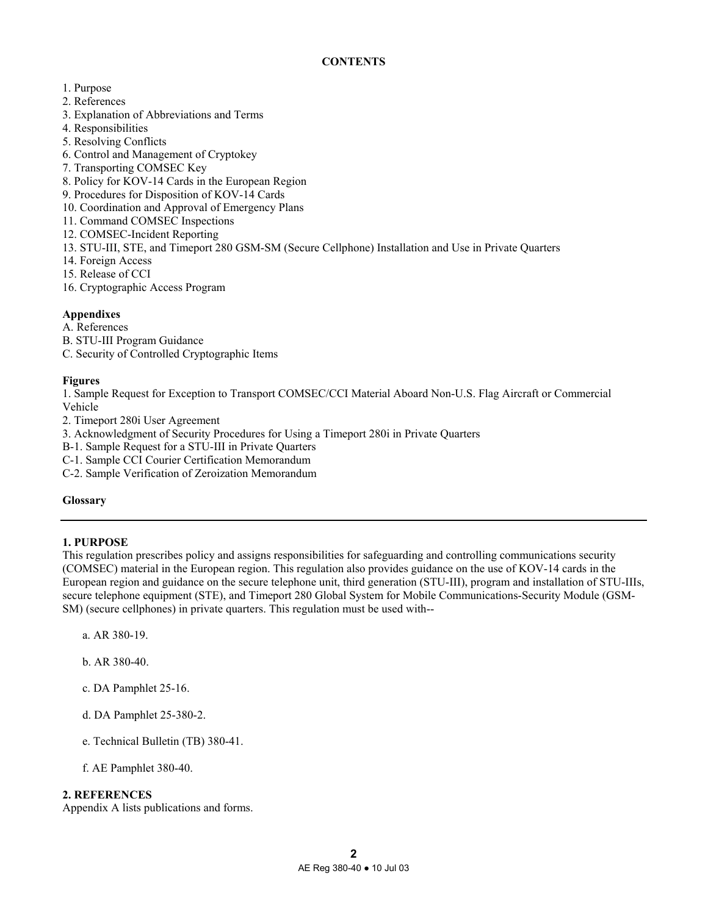**CONTENTS**

1. Purpose
2. References
3. Explanation of Abbreviations and Terms
4. Responsibilities
5. Resolving Conflicts
6. Control and Management of Cryptokey
7. Transporting COMSEC Key
8. Policy for KOV-14 Cards in the European Region
9. Procedures for Disposition of KOV-14 Cards
10. Coordination and Approval of Emergency Plans
11. Command COMSEC Inspections
12. COMSEC-Incident Reporting
13. STU-III, STE, and Timeport 280 GSM-SM (Secure Cellphone) Installation and Use in Private Quarters
14. Foreign Access
15. Release of CCI
16. Cryptographic Access Program

**Appendixes**

A. References
B. STU-III Program Guidance
C. Security of Controlled Cryptographic Items

**Figures**

1. Sample Request for Exception to Transport COMSEC/CCI Material Aboard Non-U.S. Flag Aircraft or Commercial Vehicle
2. Timeport 280i User Agreement
3. Acknowledgment of Security Procedures for Using a Timeport 280i in Private Quarters

B-1. Sample Request for a STU-III in Private Quarters
C-1. Sample CCI Courier Certification Memorandum
C-2. Sample Verification of Zeroization Memorandum

**Glossary**

---

## 1. PURPOSE

This regulation prescribes policy and assigns responsibilities for safeguarding and controlling communications security (COMSEC) material in the European region. This regulation also provides guidance on the use of KOV-14 cards in the European region and guidance on the secure telephone unit, third generation (STU-III), program and installation of STU-IIIs, secure telephone equipment (STE), and Timeport 280 Global System for Mobile Communications-Security Module (GSM-SM) (secure cellphones) in private quarters. This regulation must be used with--

a. AR 380-19.

b. AR 380-40.

c. DA Pamphlet 25-16.

d. DA Pamphlet 25-380-2.

e. Technical Bulletin (TB) 380-41.

f. AE Pamphlet 380-40.

## 2. REFERENCES

Appendix A lists publications and forms.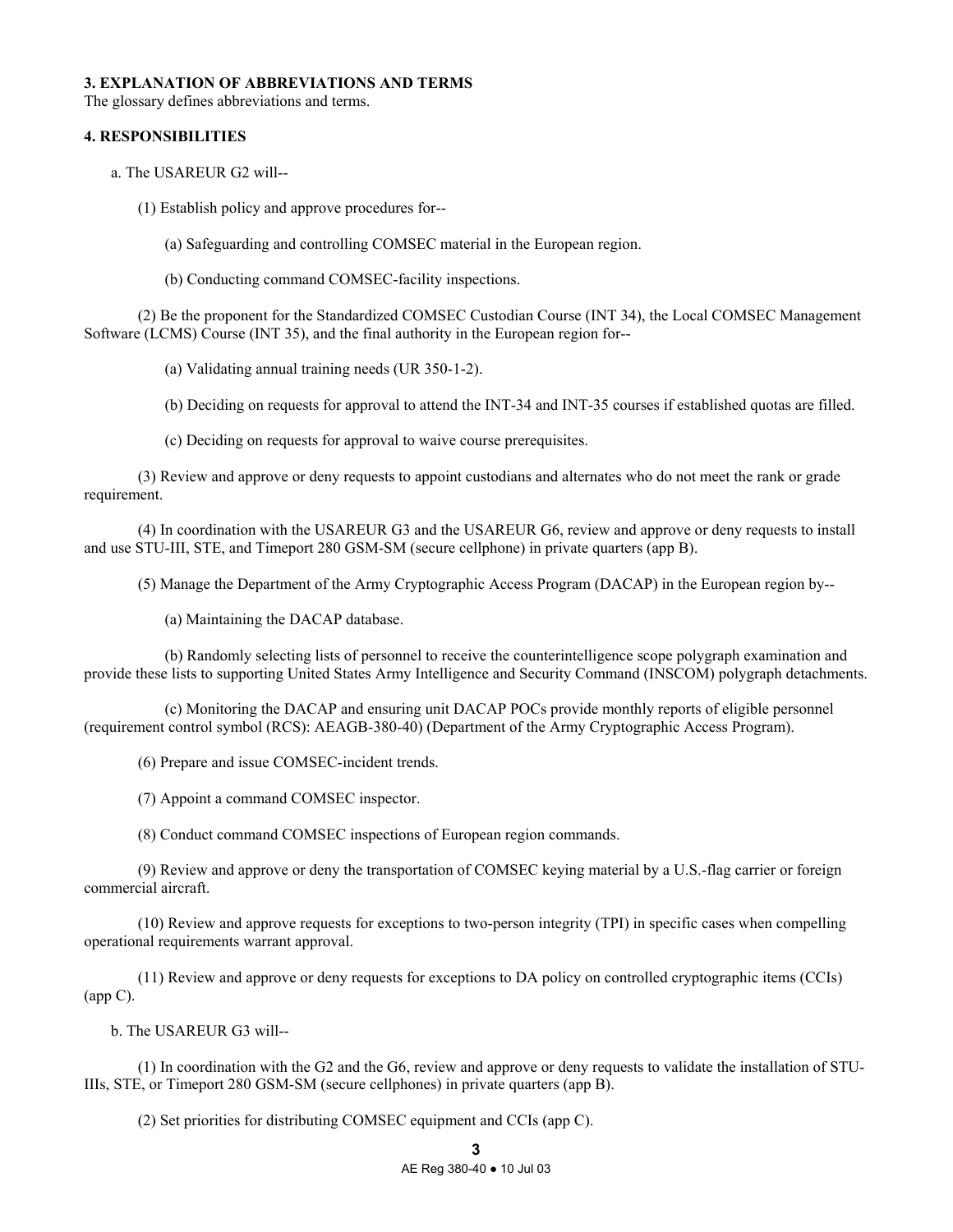**3. EXPLANATION OF ABBREVIATIONS AND TERMS**

The glossary defines abbreviations and terms.

**4. RESPONSIBILITIES**

a. The USAREUR G2 will--

(1) Establish policy and approve procedures for--

(a) Safeguarding and controlling COMSEC material in the European region.

(b) Conducting command COMSEC-facility inspections.

(2) Be the proponent for the Standardized COMSEC Custodian Course (INT 34), the Local COMSEC Management Software (LCMS) Course (INT 35), and the final authority in the European region for--

(a) Validating annual training needs (UR 350-1-2).

(b) Deciding on requests for approval to attend the INT-34 and INT-35 courses if established quotas are filled.

(c) Deciding on requests for approval to waive course prerequisites.

(3) Review and approve or deny requests to appoint custodians and alternates who do not meet the rank or grade requirement.

(4) In coordination with the USAREUR G3 and the USAREUR G6, review and approve or deny requests to install and use STU-III, STE, and Timeport 280 GSM-SM (secure cellphone) in private quarters (app B).

(5) Manage the Department of the Army Cryptographic Access Program (DACAP) in the European region by--

(a) Maintaining the DACAP database.

(b) Randomly selecting lists of personnel to receive the counterintelligence scope polygraph examination and provide these lists to supporting United States Army Intelligence and Security Command (INSCOM) polygraph detachments.

(c) Monitoring the DACAP and ensuring unit DACAP POCs provide monthly reports of eligible personnel (requirement control symbol (RCS): AEAGB-380-40) (Department of the Army Cryptographic Access Program).

(6) Prepare and issue COMSEC-incident trends.

(7) Appoint a command COMSEC inspector.

(8) Conduct command COMSEC inspections of European region commands.

(9) Review and approve or deny the transportation of COMSEC keying material by a U.S.-flag carrier or foreign commercial aircraft.

(10) Review and approve requests for exceptions to two-person integrity (TPI) in specific cases when compelling operational requirements warrant approval.

(11) Review and approve or deny requests for exceptions to DA policy on controlled cryptographic items (CCIs) (app C).

b. The USAREUR G3 will--

(1) In coordination with the G2 and the G6, review and approve or deny requests to validate the installation of STU-IIIs, STE, or Timeport 280 GSM-SM (secure cellphones) in private quarters (app B).

(2) Set priorities for distributing COMSEC equipment and CCIs (app C).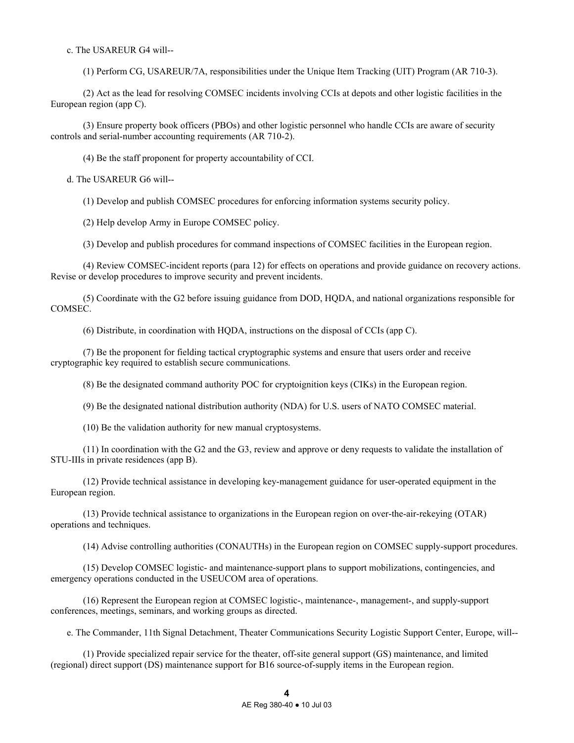c. The USAREUR G4 will--

(1) Perform CG, USAREUR/7A, responsibilities under the Unique Item Tracking (UIT) Program (AR 710-3).

(2) Act as the lead for resolving COMSEC incidents involving CCIs at depots and other logistic facilities in the European region (app C).

(3) Ensure property book officers (PBOs) and other logistic personnel who handle CCIs are aware of security controls and serial-number accounting requirements (AR 710-2).

(4) Be the staff proponent for property accountability of CCI.

d. The USAREUR G6 will--

(1) Develop and publish COMSEC procedures for enforcing information systems security policy.

(2) Help develop Army in Europe COMSEC policy.

(3) Develop and publish procedures for command inspections of COMSEC facilities in the European region.

(4) Review COMSEC-incident reports (para 12) for effects on operations and provide guidance on recovery actions. Revise or develop procedures to improve security and prevent incidents.

(5) Coordinate with the G2 before issuing guidance from DOD, HQDA, and national organizations responsible for COMSEC.

(6) Distribute, in coordination with HQDA, instructions on the disposal of CCIs (app C).

(7) Be the proponent for fielding tactical cryptographic systems and ensure that users order and receive cryptographic key required to establish secure communications.

(8) Be the designated command authority POC for cryptoignition keys (CIKs) in the European region.

(9) Be the designated national distribution authority (NDA) for U.S. users of NATO COMSEC material.

(10) Be the validation authority for new manual cryptosystems.

(11) In coordination with the G2 and the G3, review and approve or deny requests to validate the installation of STU-IIIs in private residences (app B).

(12) Provide technical assistance in developing key-management guidance for user-operated equipment in the European region.

(13) Provide technical assistance to organizations in the European region on over-the-air-rekeying (OTAR) operations and techniques.

(14) Advise controlling authorities (CONAUTHs) in the European region on COMSEC supply-support procedures.

(15) Develop COMSEC logistic- and maintenance-support plans to support mobilizations, contingencies, and emergency operations conducted in the USEUCOM area of operations.

(16) Represent the European region at COMSEC logistic-, maintenance-, management-, and supply-support conferences, meetings, seminars, and working groups as directed.

e. The Commander, 11th Signal Detachment, Theater Communications Security Logistic Support Center, Europe, will--

(1) Provide specialized repair service for the theater, off-site general support (GS) maintenance, and limited (regional) direct support (DS) maintenance support for B16 source-of-supply items in the European region.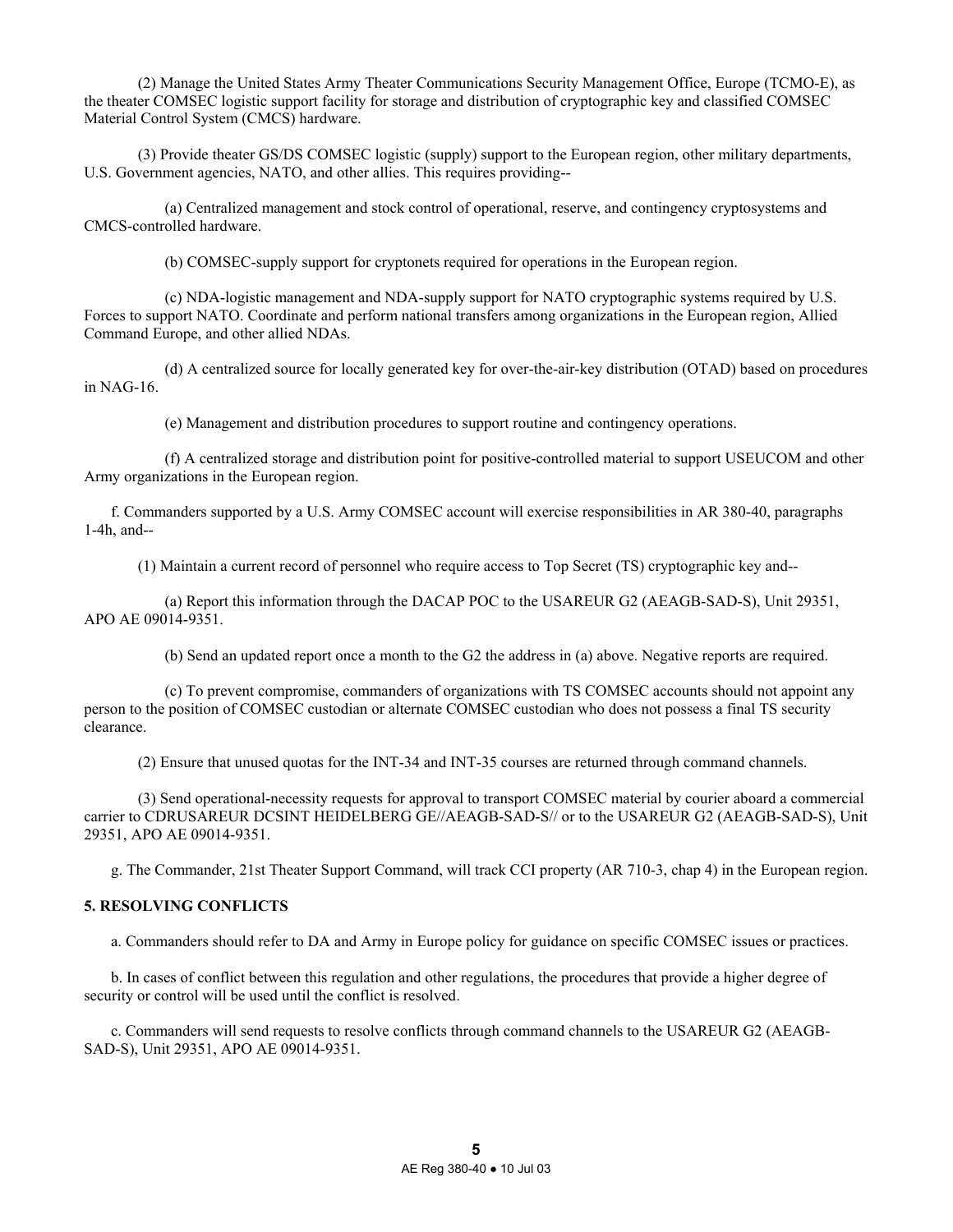(2) Manage the United States Army Theater Communications Security Management Office, Europe (TCMO-E), as the theater COMSEC logistic support facility for storage and distribution of cryptographic key and classified COMSEC Material Control System (CMCS) hardware.

(3) Provide theater GS/DS COMSEC logistic (supply) support to the European region, other military departments, U.S. Government agencies, NATO, and other allies. This requires providing--

(a) Centralized management and stock control of operational, reserve, and contingency cryptosystems and CMCS-controlled hardware.

(b) COMSEC-supply support for cryptonets required for operations in the European region.

(c) NDA-logistic management and NDA-supply support for NATO cryptographic systems required by U.S. Forces to support NATO. Coordinate and perform national transfers among organizations in the European region, Allied Command Europe, and other allied NDAs.

(d) A centralized source for locally generated key for over-the-air-key distribution (OTAD) based on procedures in NAG-16.

(e) Management and distribution procedures to support routine and contingency operations.

(f) A centralized storage and distribution point for positive-controlled material to support USEUCOM and other Army organizations in the European region.

f. Commanders supported by a U.S. Army COMSEC account will exercise responsibilities in AR 380-40, paragraphs 1-4h, and--

(1) Maintain a current record of personnel who require access to Top Secret (TS) cryptographic key and--

(a) Report this information through the DACAP POC to the USAREUR G2 (AEAGB-SAD-S), Unit 29351, APO AE 09014-9351.

(b) Send an updated report once a month to the G2 the address in (a) above. Negative reports are required.

(c) To prevent compromise, commanders of organizations with TS COMSEC accounts should not appoint any person to the position of COMSEC custodian or alternate COMSEC custodian who does not possess a final TS security clearance.

(2) Ensure that unused quotas for the INT-34 and INT-35 courses are returned through command channels.

(3) Send operational-necessity requests for approval to transport COMSEC material by courier aboard a commercial carrier to CDRUSAREUR DCSINT HEIDELBERG GE//AEAGB-SAD-S// or to the USAREUR G2 (AEAGB-SAD-S), Unit 29351, APO AE 09014-9351.

g. The Commander, 21st Theater Support Command, will track CCI property (AR 710-3, chap 4) in the European region.

## 5. RESOLVING CONFLICTS

a. Commanders should refer to DA and Army in Europe policy for guidance on specific COMSEC issues or practices.

b. In cases of conflict between this regulation and other regulations, the procedures that provide a higher degree of security or control will be used until the conflict is resolved.

c. Commanders will send requests to resolve conflicts through command channels to the USAREUR G2 (AEAGB-SAD-S), Unit 29351, APO AE 09014-9351.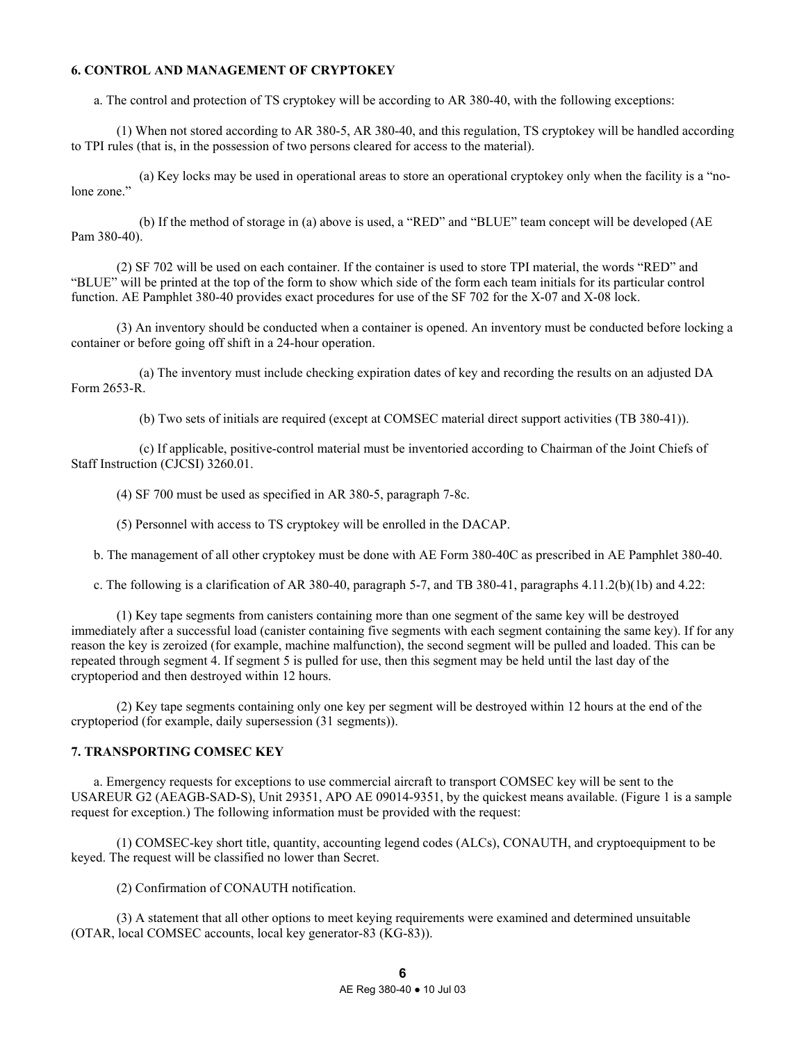**6. CONTROL AND MANAGEMENT OF CRYPTOKEY**

a. The control and protection of TS cryptokey will be according to AR 380-40, with the following exceptions:

(1) When not stored according to AR 380-5, AR 380-40, and this regulation, TS cryptokey will be handled according to TPI rules (that is, in the possession of two persons cleared for access to the material).

(a) Key locks may be used in operational areas to store an operational cryptokey only when the facility is a "no-lone zone."

(b) If the method of storage in (a) above is used, a "RED" and "BLUE" team concept will be developed (AE Pam 380-40).

(2) SF 702 will be used on each container. If the container is used to store TPI material, the words "RED" and "BLUE" will be printed at the top of the form to show which side of the form each team initials for its particular control function. AE Pamphlet 380-40 provides exact procedures for use of the SF 702 for the X-07 and X-08 lock.

(3) An inventory should be conducted when a container is opened. An inventory must be conducted before locking a container or before going off shift in a 24-hour operation.

(a) The inventory must include checking expiration dates of key and recording the results on an adjusted DA Form 2653-R.

(b) Two sets of initials are required (except at COMSEC material direct support activities (TB 380-41)).

(c) If applicable, positive-control material must be inventoried according to Chairman of the Joint Chiefs of Staff Instruction (CJCSI) 3260.01.

(4) SF 700 must be used as specified in AR 380-5, paragraph 7-8c.

(5) Personnel with access to TS cryptokey will be enrolled in the DACAP.

b. The management of all other cryptokey must be done with AE Form 380-40C as prescribed in AE Pamphlet 380-40.

c. The following is a clarification of AR 380-40, paragraph 5-7, and TB 380-41, paragraphs 4.11.2(b)(1b) and 4.22:

(1) Key tape segments from canisters containing more than one segment of the same key will be destroyed immediately after a successful load (canister containing five segments with each segment containing the same key). If for any reason the key is zeroized (for example, machine malfunction), the second segment will be pulled and loaded. This can be repeated through segment 4. If segment 5 is pulled for use, then this segment may be held until the last day of the cryptoperiod and then destroyed within 12 hours.

(2) Key tape segments containing only one key per segment will be destroyed within 12 hours at the end of the cryptoperiod (for example, daily supersession (31 segments)).

**7. TRANSPORTING COMSEC KEY**

a. Emergency requests for exceptions to use commercial aircraft to transport COMSEC key will be sent to the USAREUR G2 (AEAGB-SAD-S), Unit 29351, APO AE 09014-9351, by the quickest means available. (Figure 1 is a sample request for exception.) The following information must be provided with the request:

(1) COMSEC-key short title, quantity, accounting legend codes (ALCs), CONAUTH, and cryptoequipment to be keyed. The request will be classified no lower than Secret.

(2) Confirmation of CONAUTH notification.

(3) A statement that all other options to meet keying requirements were examined and determined unsuitable (OTAR, local COMSEC accounts, local key generator-83 (KG-83)).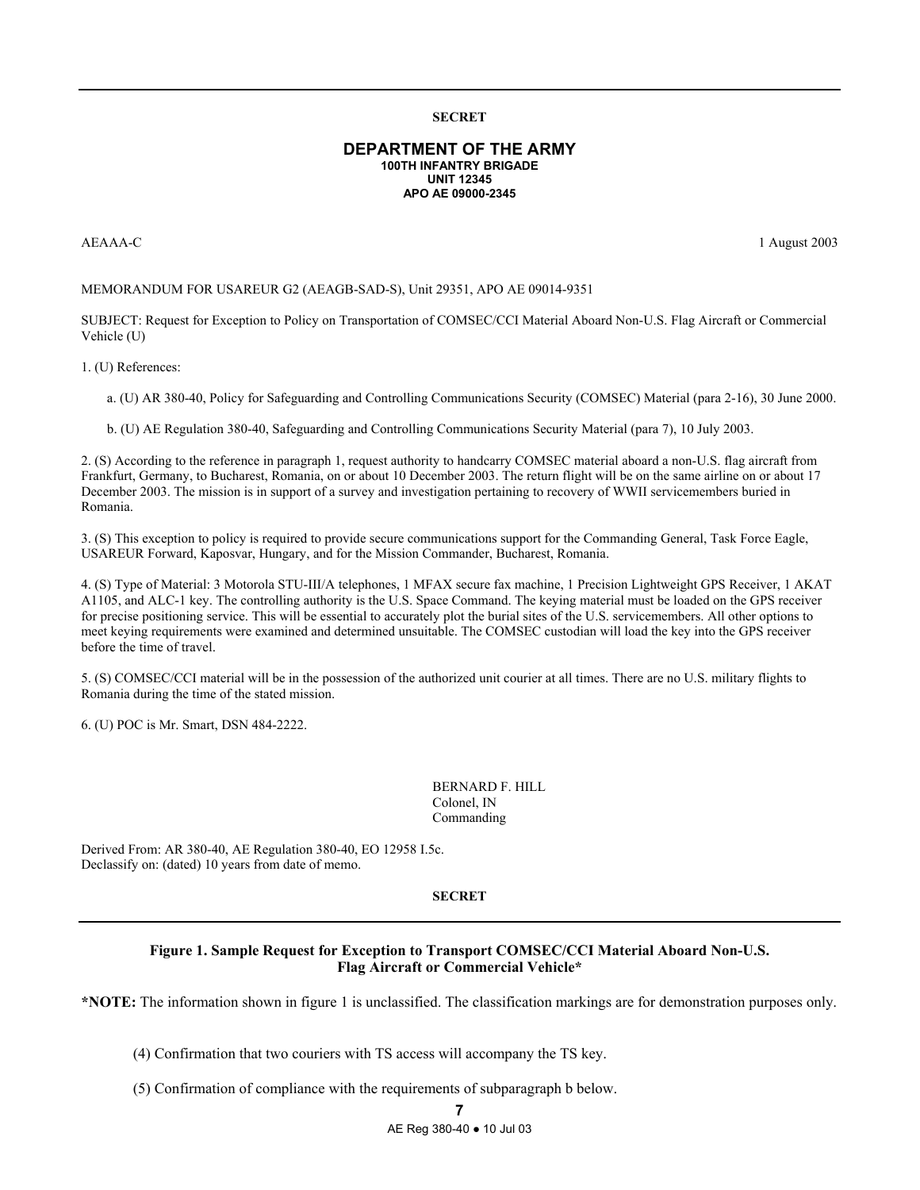**SECRET**

**DEPARTMENT OF THE ARMY**
**100TH INFANTRY BRIGADE**
**UNIT 12345**
**APO AE 09000-2345**

AEAAA-C 1 August 2003

MEMORANDUM FOR USAREUR G2 (AEAGB-SAD-S), Unit 29351, APO AE 09014-9351

SUBJECT: Request for Exception to Policy on Transportation of COMSEC/CCI Material Aboard Non-U.S. Flag Aircraft or Commercial Vehicle (U)

1. (U) References:

 a. (U) AR 380-40, Policy for Safeguarding and Controlling Communications Security (COMSEC) Material (para 2-16), 30 June 2000.

 b. (U) AE Regulation 380-40, Safeguarding and Controlling Communications Security Material (para 7), 10 July 2003.

2. (S) According to the reference in paragraph 1, request authority to handcarry COMSEC material aboard a non-U.S. flag aircraft from Frankfurt, Germany, to Bucharest, Romania, on or about 10 December 2003. The return flight will be on the same airline on or about 17 December 2003. The mission is in support of a survey and investigation pertaining to recovery of WWII servicemembers buried in Romania.

3. (S) This exception to policy is required to provide secure communications support for the Commanding General, Task Force Eagle, USAREUR Forward, Kaposvar, Hungary, and for the Mission Commander, Bucharest, Romania.

4. (S) Type of Material: 3 Motorola STU-III/A telephones, 1 MFAX secure fax machine, 1 Precision Lightweight GPS Receiver, 1 AKAT A1105, and ALC-1 key. The controlling authority is the U.S. Space Command. The keying material must be loaded on the GPS receiver for precise positioning service. This will be essential to accurately plot the burial sites of the U.S. servicemembers. All other options to meet keying requirements were examined and determined unsuitable. The COMSEC custodian will load the key into the GPS receiver before the time of travel.

5. (S) COMSEC/CCI material will be in the possession of the authorized unit courier at all times. There are no U.S. military flights to Romania during the time of the stated mission.

6. (U) POC is Mr. Smart, DSN 484-2222.

BERNARD F. HILL
Colonel, IN
Commanding

Derived From: AR 380-40, AE Regulation 380-40, EO 12958 I.5c.
Declassify on: (dated) 10 years from date of memo.

**SECRET**

**Figure 1. Sample Request for Exception to Transport COMSEC/CCI Material Aboard Non-U.S. Flag Aircraft or Commercial Vehicle***

***NOTE:** The information shown in figure 1 is unclassified. The classification markings are for demonstration purposes only.

(4) Confirmation that two couriers with TS access will accompany the TS key.

(5) Confirmation of compliance with the requirements of subparagraph b below.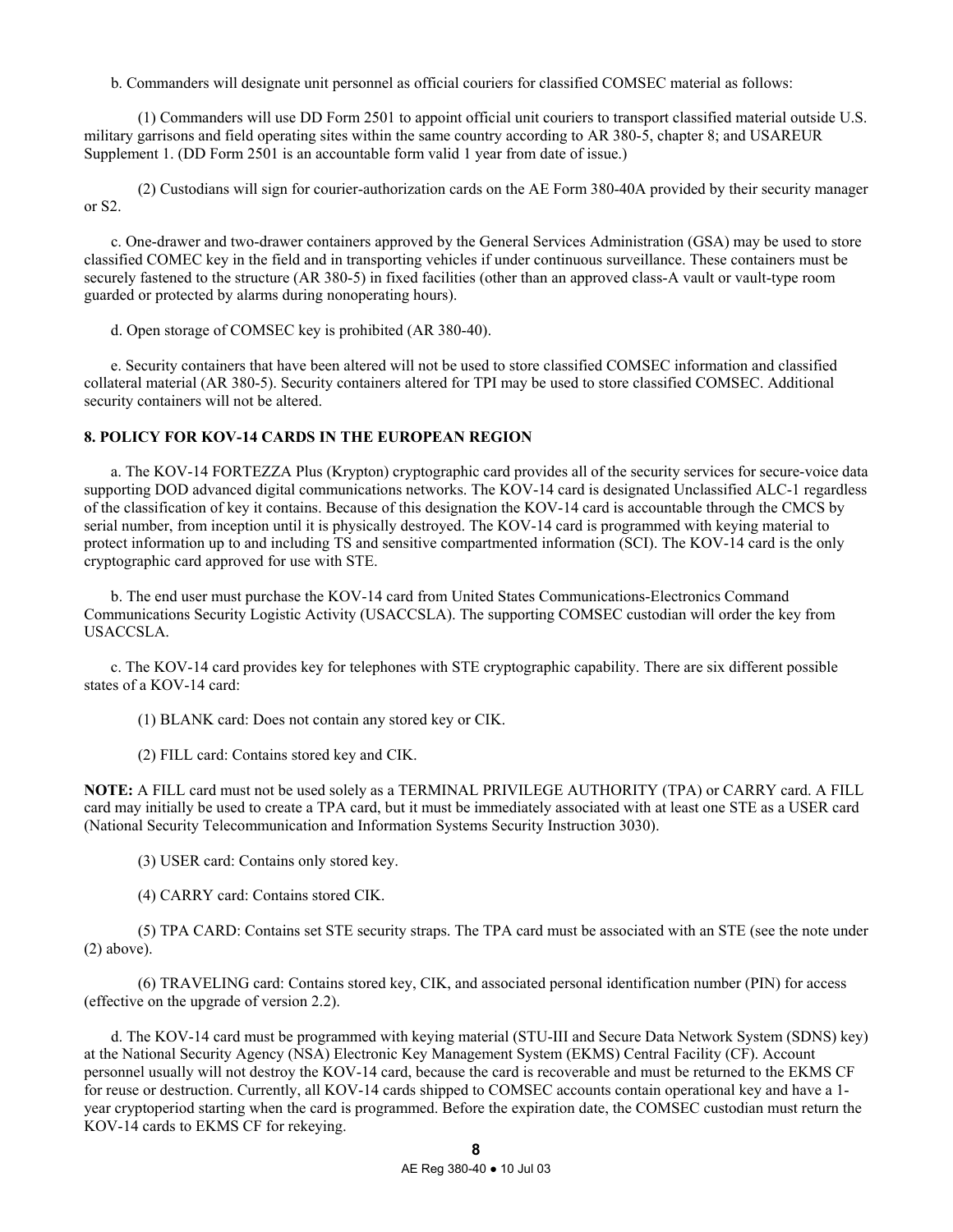b. Commanders will designate unit personnel as official couriers for classified COMSEC material as follows:

(1) Commanders will use DD Form 2501 to appoint official unit couriers to transport classified material outside U.S. military garrisons and field operating sites within the same country according to AR 380-5, chapter 8; and USAREUR Supplement 1. (DD Form 2501 is an accountable form valid 1 year from date of issue.)

(2) Custodians will sign for courier-authorization cards on the AE Form 380-40A provided by their security manager or S2.

c. One-drawer and two-drawer containers approved by the General Services Administration (GSA) may be used to store classified COMEC key in the field and in transporting vehicles if under continuous surveillance. These containers must be securely fastened to the structure (AR 380-5) in fixed facilities (other than an approved class-A vault or vault-type room guarded or protected by alarms during nonoperating hours).

d. Open storage of COMSEC key is prohibited (AR 380-40).

e. Security containers that have been altered will not be used to store classified COMSEC information and classified collateral material (AR 380-5). Security containers altered for TPI may be used to store classified COMSEC. Additional security containers will not be altered.

## 8. POLICY FOR KOV-14 CARDS IN THE EUROPEAN REGION

a. The KOV-14 FORTEZZA Plus (Krypton) cryptographic card provides all of the security services for secure-voice data supporting DOD advanced digital communications networks. The KOV-14 card is designated Unclassified ALC-1 regardless of the classification of key it contains. Because of this designation the KOV-14 card is accountable through the CMCS by serial number, from inception until it is physically destroyed. The KOV-14 card is programmed with keying material to protect information up to and including TS and sensitive compartmented information (SCI). The KOV-14 card is the only cryptographic card approved for use with STE.

b. The end user must purchase the KOV-14 card from United States Communications-Electronics Command Communications Security Logistic Activity (USACCSLA). The supporting COMSEC custodian will order the key from USACCSLA.

c. The KOV-14 card provides key for telephones with STE cryptographic capability. There are six different possible states of a KOV-14 card:

(1) BLANK card: Does not contain any stored key or CIK.

(2) FILL card: Contains stored key and CIK.

**NOTE:** A FILL card must not be used solely as a TERMINAL PRIVILEGE AUTHORITY (TPA) or CARRY card. A FILL card may initially be used to create a TPA card, but it must be immediately associated with at least one STE as a USER card (National Security Telecommunication and Information Systems Security Instruction 3030).

(3) USER card: Contains only stored key.

(4) CARRY card: Contains stored CIK.

(5) TPA CARD: Contains set STE security straps. The TPA card must be associated with an STE (see the note under (2) above).

(6) TRAVELING card: Contains stored key, CIK, and associated personal identification number (PIN) for access (effective on the upgrade of version 2.2).

d. The KOV-14 card must be programmed with keying material (STU-III and Secure Data Network System (SDNS) key) at the National Security Agency (NSA) Electronic Key Management System (EKMS) Central Facility (CF). Account personnel usually will not destroy the KOV-14 card, because the card is recoverable and must be returned to the EKMS CF for reuse or destruction. Currently, all KOV-14 cards shipped to COMSEC accounts contain operational key and have a 1-year cryptoperiod starting when the card is programmed. Before the expiration date, the COMSEC custodian must return the KOV-14 cards to EKMS CF for rekeying.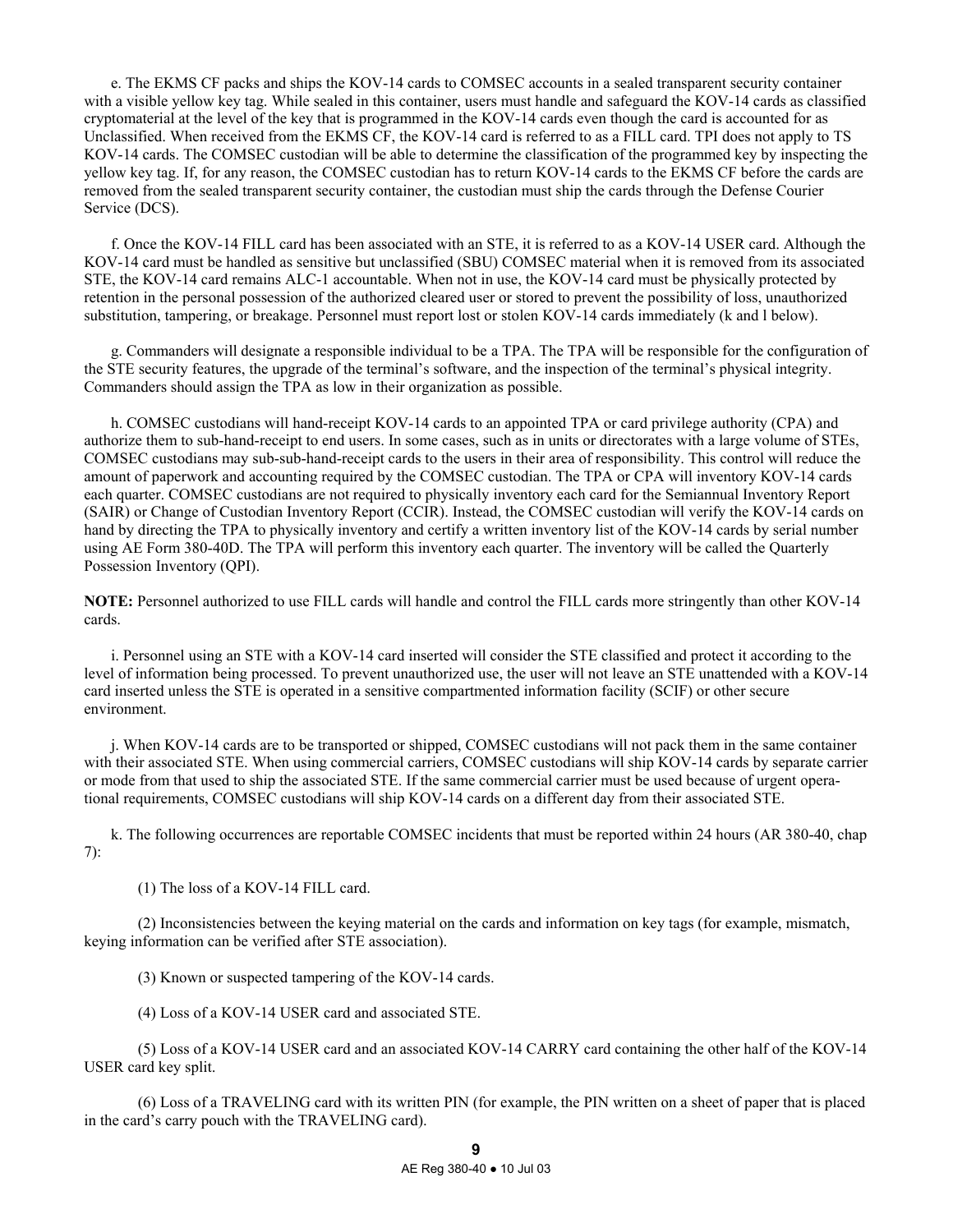e. The EKMS CF packs and ships the KOV-14 cards to COMSEC accounts in a sealed transparent security container with a visible yellow key tag. While sealed in this container, users must handle and safeguard the KOV-14 cards as classified cryptomaterial at the level of the key that is programmed in the KOV-14 cards even though the card is accounted for as Unclassified. When received from the EKMS CF, the KOV-14 card is referred to as a FILL card. TPI does not apply to TS KOV-14 cards. The COMSEC custodian will be able to determine the classification of the programmed key by inspecting the yellow key tag. If, for any reason, the COMSEC custodian has to return KOV-14 cards to the EKMS CF before the cards are removed from the sealed transparent security container, the custodian must ship the cards through the Defense Courier Service (DCS).

f. Once the KOV-14 FILL card has been associated with an STE, it is referred to as a KOV-14 USER card. Although the KOV-14 card must be handled as sensitive but unclassified (SBU) COMSEC material when it is removed from its associated STE, the KOV-14 card remains ALC-1 accountable. When not in use, the KOV-14 card must be physically protected by retention in the personal possession of the authorized cleared user or stored to prevent the possibility of loss, unauthorized substitution, tampering, or breakage. Personnel must report lost or stolen KOV-14 cards immediately (k and l below).

g. Commanders will designate a responsible individual to be a TPA. The TPA will be responsible for the configuration of the STE security features, the upgrade of the terminal's software, and the inspection of the terminal's physical integrity. Commanders should assign the TPA as low in their organization as possible.

h. COMSEC custodians will hand-receipt KOV-14 cards to an appointed TPA or card privilege authority (CPA) and authorize them to sub-hand-receipt to end users. In some cases, such as in units or directorates with a large volume of STEs, COMSEC custodians may sub-sub-hand-receipt cards to the users in their area of responsibility. This control will reduce the amount of paperwork and accounting required by the COMSEC custodian. The TPA or CPA will inventory KOV-14 cards each quarter. COMSEC custodians are not required to physically inventory each card for the Semiannual Inventory Report (SAIR) or Change of Custodian Inventory Report (CCIR). Instead, the COMSEC custodian will verify the KOV-14 cards on hand by directing the TPA to physically inventory and certify a written inventory list of the KOV-14 cards by serial number using AE Form 380-40D. The TPA will perform this inventory each quarter. The inventory will be called the Quarterly Possession Inventory (QPI).

**NOTE:** Personnel authorized to use FILL cards will handle and control the FILL cards more stringently than other KOV-14 cards.

i. Personnel using an STE with a KOV-14 card inserted will consider the STE classified and protect it according to the level of information being processed. To prevent unauthorized use, the user will not leave an STE unattended with a KOV-14 card inserted unless the STE is operated in a sensitive compartmented information facility (SCIF) or other secure environment.

j. When KOV-14 cards are to be transported or shipped, COMSEC custodians will not pack them in the same container with their associated STE. When using commercial carriers, COMSEC custodians will ship KOV-14 cards by separate carrier or mode from that used to ship the associated STE. If the same commercial carrier must be used because of urgent operational requirements, COMSEC custodians will ship KOV-14 cards on a different day from their associated STE.

k. The following occurrences are reportable COMSEC incidents that must be reported within 24 hours (AR 380-40, chap 7):

(1) The loss of a KOV-14 FILL card.

(2) Inconsistencies between the keying material on the cards and information on key tags (for example, mismatch, keying information can be verified after STE association).

(3) Known or suspected tampering of the KOV-14 cards.

(4) Loss of a KOV-14 USER card and associated STE.

(5) Loss of a KOV-14 USER card and an associated KOV-14 CARRY card containing the other half of the KOV-14 USER card key split.

(6) Loss of a TRAVELING card with its written PIN (for example, the PIN written on a sheet of paper that is placed in the card's carry pouch with the TRAVELING card).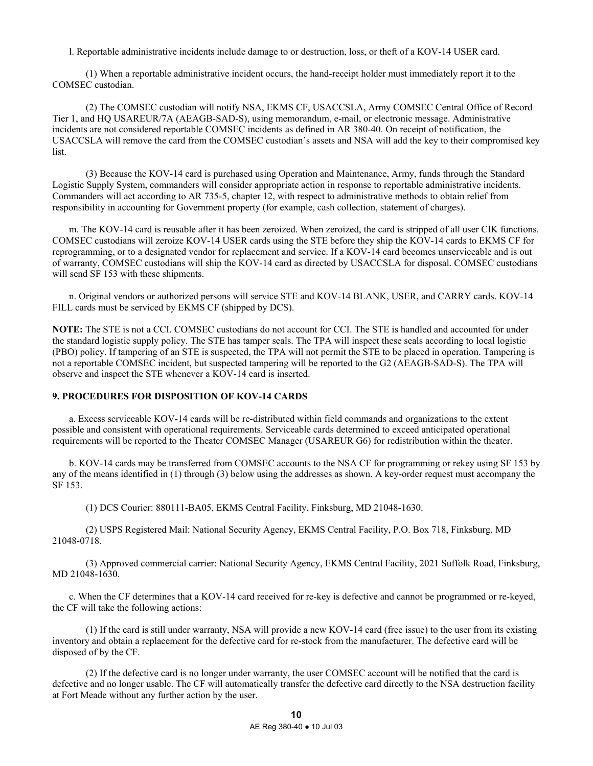l. Reportable administrative incidents include damage to or destruction, loss, or theft of a KOV-14 USER card.

(1) When a reportable administrative incident occurs, the hand-receipt holder must immediately report it to the COMSEC custodian.

(2) The COMSEC custodian will notify NSA, EKMS CF, USACCSLA, Army COMSEC Central Office of Record Tier 1, and HQ USAREUR/7A (AEAGB-SAD-S), using memorandum, e-mail, or electronic message. Administrative incidents are not considered reportable COMSEC incidents as defined in AR 380-40. On receipt of notification, the USACCSLA will remove the card from the COMSEC custodian's assets and NSA will add the key to their compromised key list.

(3) Because the KOV-14 card is purchased using Operation and Maintenance, Army, funds through the Standard Logistic Supply System, commanders will consider appropriate action in response to reportable administrative incidents. Commanders will act according to AR 735-5, chapter 12, with respect to administrative methods to obtain relief from responsibility in accounting for Government property (for example, cash collection, statement of charges).

m. The KOV-14 card is reusable after it has been zeroized. When zeroized, the card is stripped of all user CIK functions. COMSEC custodians will zeroize KOV-14 USER cards using the STE before they ship the KOV-14 cards to EKMS CF for reprogramming, or to a designated vendor for replacement and service. If a KOV-14 card becomes unserviceable and is out of warranty, COMSEC custodians will ship the KOV-14 card as directed by USACCSLA for disposal. COMSEC custodians will send SF 153 with these shipments.

n. Original vendors or authorized persons will service STE and KOV-14 BLANK, USER, and CARRY cards. KOV-14 FILL cards must be serviced by EKMS CF (shipped by DCS).

**NOTE:** The STE is not a CCI. COMSEC custodians do not account for CCI. The STE is handled and accounted for under the standard logistic supply policy. The STE has tamper seals. The TPA will inspect these seals according to local logistic (PBO) policy. If tampering of an STE is suspected, the TPA will not permit the STE to be placed in operation. Tampering is not a reportable COMSEC incident, but suspected tampering will be reported to the G2 (AEAGB-SAD-S). The TPA will observe and inspect the STE whenever a KOV-14 card is inserted.

## 9. PROCEDURES FOR DISPOSITION OF KOV-14 CARDS

a. Excess serviceable KOV-14 cards will be re-distributed within field commands and organizations to the extent possible and consistent with operational requirements. Serviceable cards determined to exceed anticipated operational requirements will be reported to the Theater COMSEC Manager (USAREUR G6) for redistribution within the theater.

b. KOV-14 cards may be transferred from COMSEC accounts to the NSA CF for programming or rekey using SF 153 by any of the means identified in (1) through (3) below using the addresses as shown. A key-order request must accompany the SF 153.

(1) DCS Courier: 880111-BA05, EKMS Central Facility, Finksburg, MD 21048-1630.

(2) USPS Registered Mail: National Security Agency, EKMS Central Facility, P.O. Box 718, Finksburg, MD 21048-0718.

(3) Approved commercial carrier: National Security Agency, EKMS Central Facility, 2021 Suffolk Road, Finksburg, MD 21048-1630.

c. When the CF determines that a KOV-14 card received for re-key is defective and cannot be programmed or re-keyed, the CF will take the following actions:

(1) If the card is still under warranty, NSA will provide a new KOV-14 card (free issue) to the user from its existing inventory and obtain a replacement for the defective card for re-stock from the manufacturer. The defective card will be disposed of by the CF.

(2) If the defective card is no longer under warranty, the user COMSEC account will be notified that the card is defective and no longer usable. The CF will automatically transfer the defective card directly to the NSA destruction facility at Fort Meade without any further action by the user.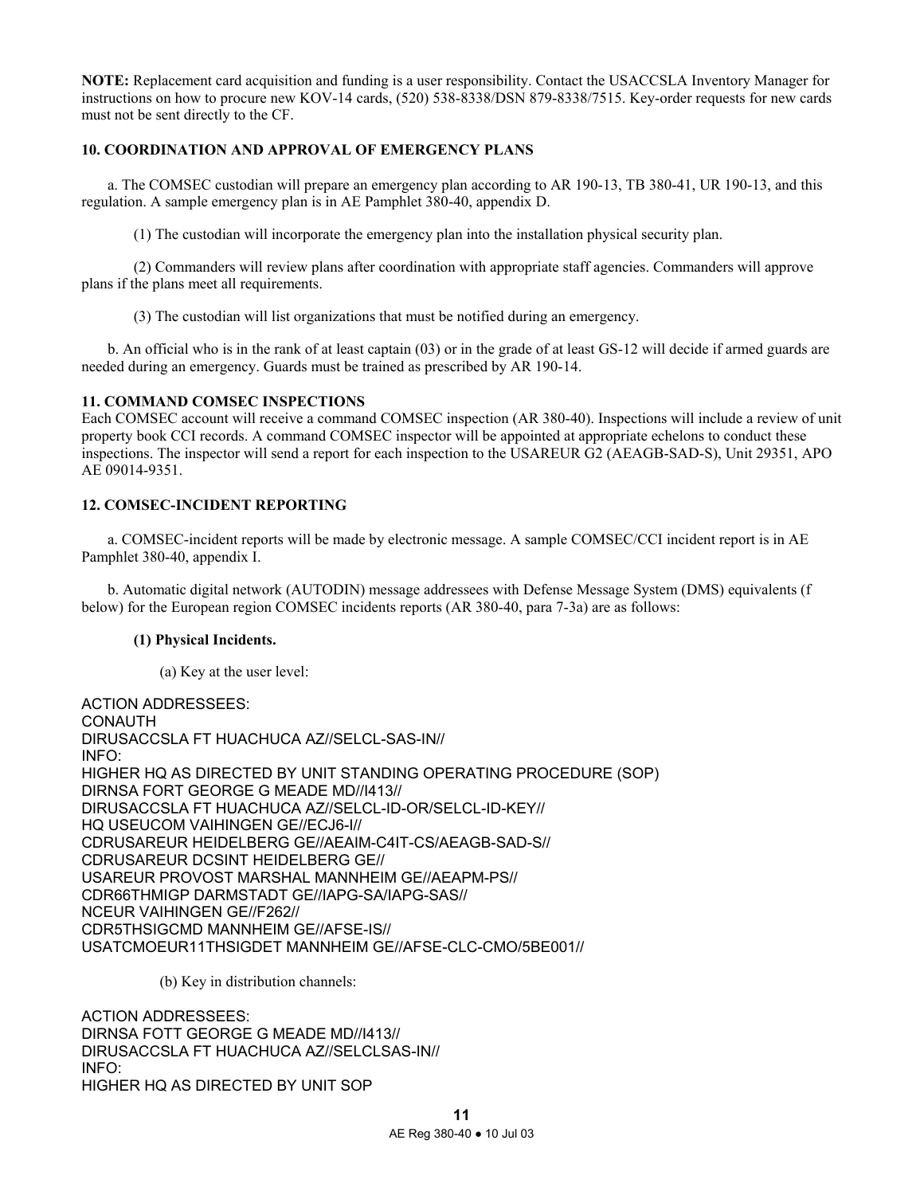**NOTE:** Replacement card acquisition and funding is a user responsibility. Contact the USACCSLA Inventory Manager for instructions on how to procure new KOV-14 cards, (520) 538-8338/DSN 879-8338/7515. Key-order requests for new cards must not be sent directly to the CF.

**10. COORDINATION AND APPROVAL OF EMERGENCY PLANS**

a. The COMSEC custodian will prepare an emergency plan according to AR 190-13, TB 380-41, UR 190-13, and this regulation. A sample emergency plan is in AE Pamphlet 380-40, appendix D.

(1) The custodian will incorporate the emergency plan into the installation physical security plan.

(2) Commanders will review plans after coordination with appropriate staff agencies. Commanders will approve plans if the plans meet all requirements.

(3) The custodian will list organizations that must be notified during an emergency.

b. An official who is in the rank of at least captain (03) or in the grade of at least GS-12 will decide if armed guards are needed during an emergency. Guards must be trained as prescribed by AR 190-14.

**11. COMMAND COMSEC INSPECTIONS**

Each COMSEC account will receive a command COMSEC inspection (AR 380-40). Inspections will include a review of unit property book CCI records. A command COMSEC inspector will be appointed at appropriate echelons to conduct these inspections. The inspector will send a report for each inspection to the USAREUR G2 (AEAGB-SAD-S), Unit 29351, APO AE 09014-9351.

**12. COMSEC-INCIDENT REPORTING**

a. COMSEC-incident reports will be made by electronic message. A sample COMSEC/CCI incident report is in AE Pamphlet 380-40, appendix I.

b. Automatic digital network (AUTODIN) message addressees with Defense Message System (DMS) equivalents (f below) for the European region COMSEC incidents reports (AR 380-40, para 7-3a) are as follows:

**(1) Physical Incidents.**

(a) Key at the user level:

ACTION ADDRESSEES:
CONAUTH
DIRUSACCSLA FT HUACHUCA AZ//SELCL-SAS-IN//
INFO:
HIGHER HQ AS DIRECTED BY UNIT STANDING OPERATING PROCEDURE (SOP)
DIRNSA FORT GEORGE G MEADE MD//I413//
DIRUSACCSLA FT HUACHUCA AZ//SELCL-ID-OR/SELCL-ID-KEY//
HQ USEUCOM VAIHINGEN GE//ECJ6-I//
CDRUSAREUR HEIDELBERG GE//AEAIM-C4IT-CS/AEAGB-SAD-S//
CDRUSAREUR DCSINT HEIDELBERG GE//
USAREUR PROVOST MARSHAL MANNHEIM GE//AEAPM-PS//
CDR66THMIGP DARMSTADT GE//IAPG-SA/IAPG-SAS//
NCEUR VAIHINGEN GE//F262//
CDR5THSIGCMD MANNHEIM GE//AFSE-IS//
USATCMOEUR11THSIGDET MANNHEIM GE//AFSE-CLC-CMO/5BE001//

(b) Key in distribution channels:

ACTION ADDRESSEES:
DIRNSA FOTT GEORGE G MEADE MD//I413//
DIRUSACCSLA FT HUACHUCA AZ//SELCLSAS-IN//
INFO:
HIGHER HQ AS DIRECTED BY UNIT SOP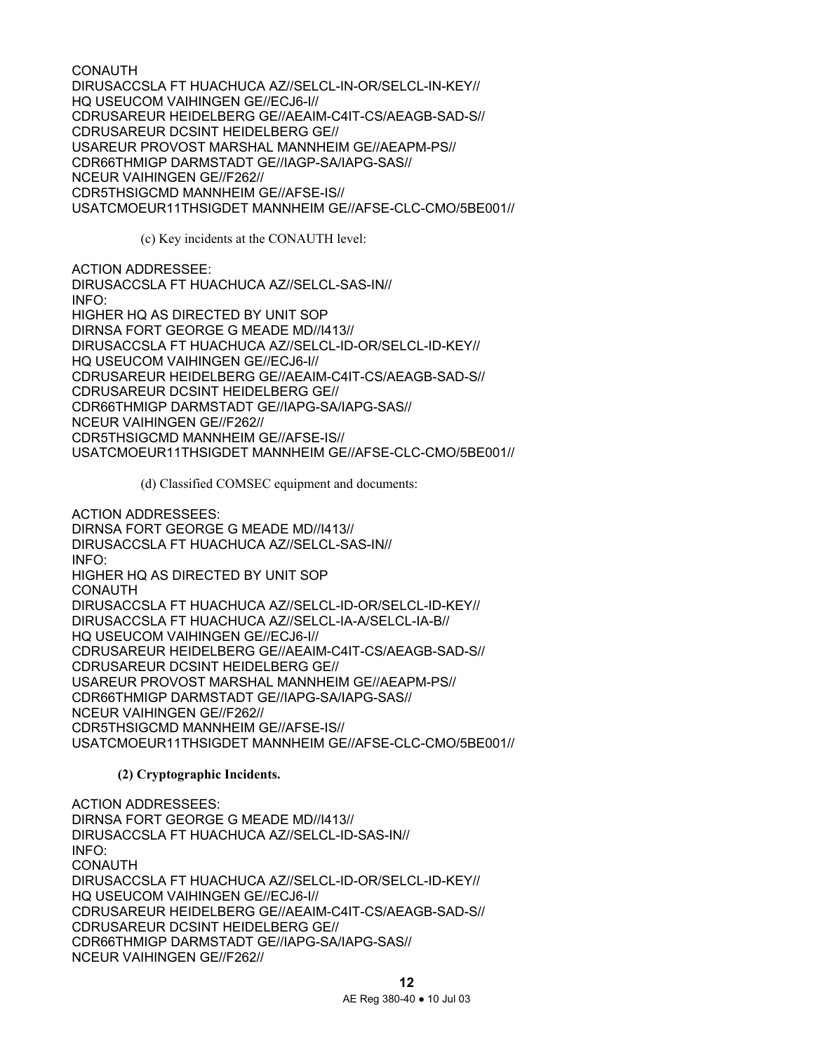CONAUTH
DIRUSACCSLA FT HUACHUCA AZ//SELCL-IN-OR/SELCL-IN-KEY//
HQ USEUCOM VAIHINGEN GE//ECJ6-I//
CDRUSAREUR HEIDELBERG GE//AEAIM-C4IT-CS/AEAGB-SAD-S//
CDRUSAREUR DCSINT HEIDELBERG GE//
USAREUR PROVOST MARSHAL MANNHEIM GE//AEAPM-PS//
CDR66THMIGP DARMSTADT GE//IAGP-SA/IAPG-SAS//
NCEUR VAIHINGEN GE//F262//
CDR5THSIGCMD MANNHEIM GE//AFSE-IS//
USATCMOEUR11THSIGDET MANNHEIM GE//AFSE-CLC-CMO/5BE001//

(c) Key incidents at the CONAUTH level:

ACTION ADDRESSEE:
DIRUSACCSLA FT HUACHUCA AZ//SELCL-SAS-IN//
INFO:
HIGHER HQ AS DIRECTED BY UNIT SOP
DIRNSA FORT GEORGE G MEADE MD//I413//
DIRUSACCSLA FT HUACHUCA AZ//SELCL-ID-OR/SELCL-ID-KEY//
HQ USEUCOM VAIHINGEN GE//ECJ6-I//
CDRUSAREUR HEIDELBERG GE//AEAIM-C4IT-CS/AEAGB-SAD-S//
CDRUSAREUR DCSINT HEIDELBERG GE//
CDR66THMIGP DARMSTADT GE//IAPG-SA/IAPG-SAS//
NCEUR VAIHINGEN GE//F262//
CDR5THSIGCMD MANNHEIM GE//AFSE-IS//
USATCMOEUR11THSIGDET MANNHEIM GE//AFSE-CLC-CMO/5BE001//

(d) Classified COMSEC equipment and documents:

ACTION ADDRESSEES:
DIRNSA FORT GEORGE G MEADE MD//I413//
DIRUSACCSLA FT HUACHUCA AZ//SELCL-SAS-IN//
INFO:
HIGHER HQ AS DIRECTED BY UNIT SOP
CONAUTH
DIRUSACCSLA FT HUACHUCA AZ//SELCL-ID-OR/SELCL-ID-KEY//
DIRUSACCSLA FT HUACHUCA AZ//SELCL-IA-A/SELCL-IA-B//
HQ USEUCOM VAIHINGEN GE//ECJ6-I//
CDRUSAREUR HEIDELBERG GE//AEAIM-C4IT-CS/AEAGB-SAD-S//
CDRUSAREUR DCSINT HEIDELBERG GE//
USAREUR PROVOST MARSHAL MANNHEIM GE//AEAPM-PS//
CDR66THMIGP DARMSTADT GE//IAPG-SA/IAPG-SAS//
NCEUR VAIHINGEN GE//F262//
CDR5THSIGCMD MANNHEIM GE//AFSE-IS//
USATCMOEUR11THSIGDET MANNHEIM GE//AFSE-CLC-CMO/5BE001//

**(2) Cryptographic Incidents.**

ACTION ADDRESSEES:
DIRNSA FORT GEORGE G MEADE MD//I413//
DIRUSACCSLA FT HUACHUCA AZ//SELCL-ID-SAS-IN//
INFO:
CONAUTH
DIRUSACCSLA FT HUACHUCA AZ//SELCL-ID-OR/SELCL-ID-KEY//
HQ USEUCOM VAIHINGEN GE//ECJ6-I//
CDRUSAREUR HEIDELBERG GE//AEAIM-C4IT-CS/AEAGB-SAD-S//
CDRUSAREUR DCSINT HEIDELBERG GE//
CDR66THMIGP DARMSTADT GE//IAPG-SA/IAPG-SAS//
NCEUR VAIHINGEN GE//F262//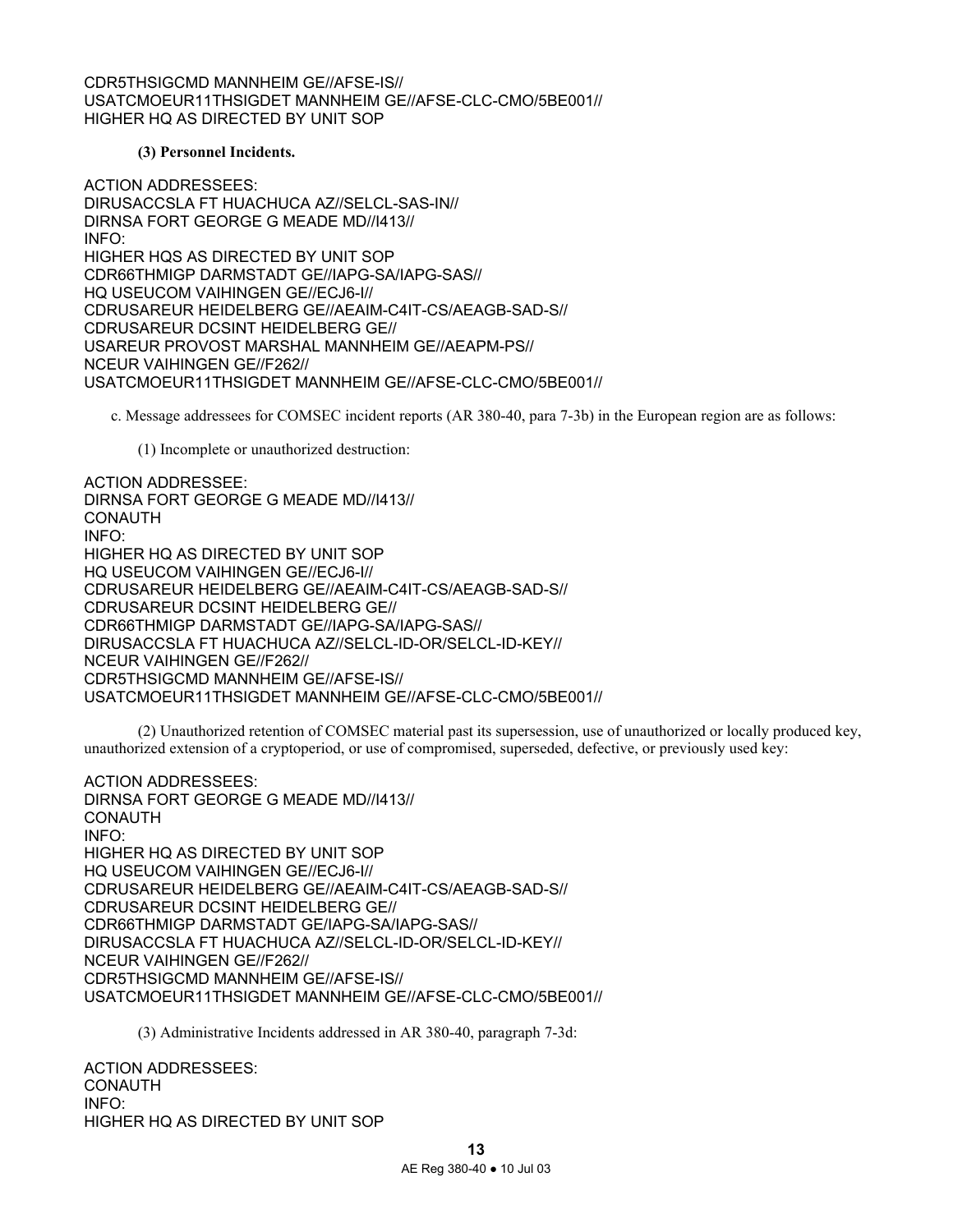CDR5THSIGCMD MANNHEIM GE//AFSE-IS//
USATCMOEUR11THSIGDET MANNHEIM GE//AFSE-CLC-CMO/5BE001//
HIGHER HQ AS DIRECTED BY UNIT SOP

**(3) Personnel Incidents.**

ACTION ADDRESSEES:
DIRUSACCSLA FT HUACHUCA AZ//SELCL-SAS-IN//
DIRNSA FORT GEORGE G MEADE MD//I413//
INFO:
HIGHER HQS AS DIRECTED BY UNIT SOP
CDR66THMIGP DARMSTADT GE//IAPG-SA/IAPG-SAS//
HQ USEUCOM VAIHINGEN GE//ECJ6-I//
CDRUSAREUR HEIDELBERG GE//AEAIM-C4IT-CS/AEAGB-SAD-S//
CDRUSAREUR DCSINT HEIDELBERG GE//
USAREUR PROVOST MARSHAL MANNHEIM GE//AEAPM-PS//
NCEUR VAIHINGEN GE//F262//
USATCMOEUR11THSIGDET MANNHEIM GE//AFSE-CLC-CMO/5BE001//

c. Message addressees for COMSEC incident reports (AR 380-40, para 7-3b) in the European region are as follows:

(1) Incomplete or unauthorized destruction:

ACTION ADDRESSEE:
DIRNSA FORT GEORGE G MEADE MD//I413//
CONAUTH
INFO:
HIGHER HQ AS DIRECTED BY UNIT SOP
HQ USEUCOM VAIHINGEN GE//ECJ6-I//
CDRUSAREUR HEIDELBERG GE//AEAIM-C4IT-CS/AEAGB-SAD-S//
CDRUSAREUR DCSINT HEIDELBERG GE//
CDR66THMIGP DARMSTADT GE//IAPG-SA/IAPG-SAS//
DIRUSACCSLA FT HUACHUCA AZ//SELCL-ID-OR/SELCL-ID-KEY//
NCEUR VAIHINGEN GE//F262//
CDR5THSIGCMD MANNHEIM GE//AFSE-IS//
USATCMOEUR11THSIGDET MANNHEIM GE//AFSE-CLC-CMO/5BE001//

(2) Unauthorized retention of COMSEC material past its supersession, use of unauthorized or locally produced key, unauthorized extension of a cryptoperiod, or use of compromised, superseded, defective, or previously used key:

ACTION ADDRESSEES:
DIRNSA FORT GEORGE G MEADE MD//I413//
CONAUTH
INFO:
HIGHER HQ AS DIRECTED BY UNIT SOP
HQ USEUCOM VAIHINGEN GE//ECJ6-I//
CDRUSAREUR HEIDELBERG GE//AEAIM-C4IT-CS/AEAGB-SAD-S//
CDRUSAREUR DCSINT HEIDELBERG GE//
CDR66THMIGP DARMSTADT GE/IAPG-SA/IAPG-SAS//
DIRUSACCSLA FT HUACHUCA AZ//SELCL-ID-OR/SELCL-ID-KEY//
NCEUR VAIHINGEN GE//F262//
CDR5THSIGCMD MANNHEIM GE//AFSE-IS//
USATCMOEUR11THSIGDET MANNHEIM GE//AFSE-CLC-CMO/5BE001//

(3) Administrative Incidents addressed in AR 380-40, paragraph 7-3d:

ACTION ADDRESSEES:
CONAUTH
INFO:
HIGHER HQ AS DIRECTED BY UNIT SOP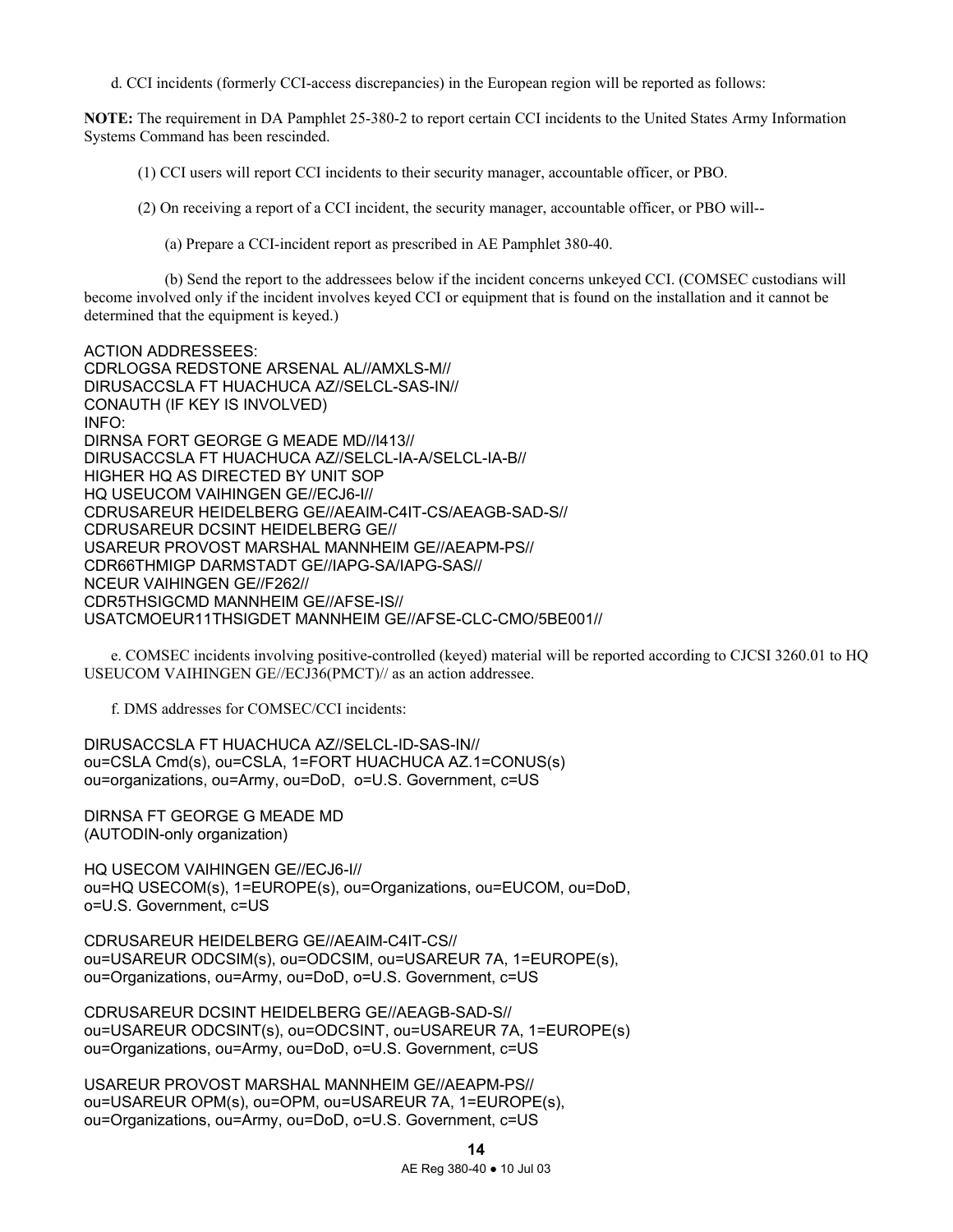d. CCI incidents (formerly CCI-access discrepancies) in the European region will be reported as follows:

**NOTE:** The requirement in DA Pamphlet 25-380-2 to report certain CCI incidents to the United States Army Information Systems Command has been rescinded.

(1) CCI users will report CCI incidents to their security manager, accountable officer, or PBO.

(2) On receiving a report of a CCI incident, the security manager, accountable officer, or PBO will--

(a) Prepare a CCI-incident report as prescribed in AE Pamphlet 380-40.

(b) Send the report to the addressees below if the incident concerns unkeyed CCI. (COMSEC custodians will become involved only if the incident involves keyed CCI or equipment that is found on the installation and it cannot be determined that the equipment is keyed.)

```
ACTION ADDRESSEES:
CDRLOGSA REDSTONE ARSENAL AL//AMXLS-M//
DIRUSACCSLA FT HUACHUCA AZ//SELCL-SAS-IN//
CONAUTH (IF KEY IS INVOLVED)
INFO:
DIRNSA FORT GEORGE G MEADE MD//I413//
DIRUSACCSLA FT HUACHUCA AZ//SELCL-IA-A/SELCL-IA-B//
HIGHER HQ AS DIRECTED BY UNIT SOP
HQ USEUCOM VAIHINGEN GE//ECJ6-I//
CDRUSAREUR HEIDELBERG GE//AEAIM-C4IT-CS/AEAGB-SAD-S//
CDRUSAREUR DCSINT HEIDELBERG GE//
USAREUR PROVOST MARSHAL MANNHEIM GE//AEAPM-PS//
CDR66THMIGP DARMSTADT GE//IAPG-SA/IAPG-SAS//
NCEUR VAIHINGEN GE//F262//
CDR5THSIGCMD MANNHEIM GE//AFSE-IS//
USATCMOEUR11THSIGDET MANNHEIM GE//AFSE-CLC-CMO/5BE001//
```

e. COMSEC incidents involving positive-controlled (keyed) material will be reported according to CJCSI 3260.01 to HQ USEUCOM VAIHINGEN GE//ECJ36(PMCT)// as an action addressee.

f. DMS addresses for COMSEC/CCI incidents:

```
DIRUSACCSLA FT HUACHUCA AZ//SELCL-ID-SAS-IN//
ou=CSLA Cmd(s), ou=CSLA, 1=FORT HUACHUCA AZ.1=CONUS(s)
ou=organizations, ou=Army, ou=DoD,  o=U.S. Government, c=US

DIRNSA FT GEORGE G MEADE MD
(AUTODIN-only organization)

HQ USECOM VAIHINGEN GE//ECJ6-I//
ou=HQ USECOM(s), 1=EUROPE(s), ou=Organizations, ou=EUCOM, ou=DoD,
o=U.S. Government, c=US

CDRUSAREUR HEIDELBERG GE//AEAIM-C4IT-CS//
ou=USAREUR ODCSIM(s), ou=ODCSIM, ou=USAREUR 7A, 1=EUROPE(s),
ou=Organizations, ou=Army, ou=DoD, o=U.S. Government, c=US

CDRUSAREUR DCSINT HEIDELBERG GE//AEAGB-SAD-S//
ou=USAREUR ODCSINT(s), ou=ODCSINT, ou=USAREUR 7A, 1=EUROPE(s)
ou=Organizations, ou=Army, ou=DoD, o=U.S. Government, c=US

USAREUR PROVOST MARSHAL MANNHEIM GE//AEAPM-PS//
ou=USAREUR OPM(s), ou=OPM, ou=USAREUR 7A, 1=EUROPE(s),
ou=Organizations, ou=Army, ou=DoD, o=U.S. Government, c=US
```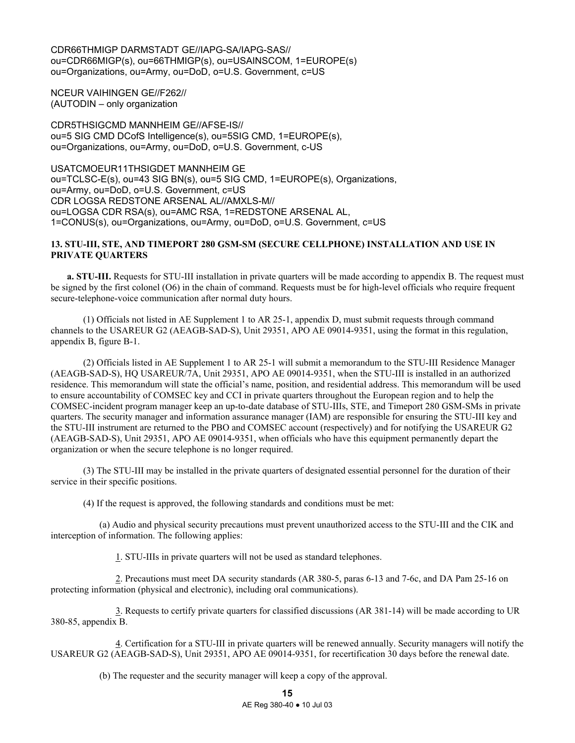CDR66THMIGP DARMSTADT GE//IAPG-SA/IAPG-SAS//
ou=CDR66MIGP(s), ou=66THMIGP(s), ou=USAINSCOM, 1=EUROPE(s)
ou=Organizations, ou=Army, ou=DoD, o=U.S. Government, c=US

NCEUR VAIHINGEN GE//F262//
(AUTODIN – only organization

CDR5THSIGCMD MANNHEIM GE//AFSE-IS//
ou=5 SIG CMD DCofS Intelligence(s), ou=5SIG CMD, 1=EUROPE(s),
ou=Organizations, ou=Army, ou=DoD, o=U.S. Government, c-US

USATCMOEUR11THSIGDET MANNHEIM GE
ou=TCLSC-E(s), ou=43 SIG BN(s), ou=5 SIG CMD, 1=EUROPE(s), Organizations,
ou=Army, ou=DoD, o=U.S. Government, c=US
CDR LOGSA REDSTONE ARSENAL AL//AMXLS-M//
ou=LOGSA CDR RSA(s), ou=AMC RSA, 1=REDSTONE ARSENAL AL,
1=CONUS(s), ou=Organizations, ou=Army, ou=DoD, o=U.S. Government, c=US

**13. STU-III, STE, AND TIMEPORT 280 GSM-SM (SECURE CELLPHONE) INSTALLATION AND USE IN PRIVATE QUARTERS**

**a. STU-III.** Requests for STU-III installation in private quarters will be made according to appendix B. The request must be signed by the first colonel (O6) in the chain of command. Requests must be for high-level officials who require frequent secure-telephone-voice communication after normal duty hours.

(1) Officials not listed in AE Supplement 1 to AR 25-1, appendix D, must submit requests through command channels to the USAREUR G2 (AEAGB-SAD-S), Unit 29351, APO AE 09014-9351, using the format in this regulation, appendix B, figure B-1.

(2) Officials listed in AE Supplement 1 to AR 25-1 will submit a memorandum to the STU-III Residence Manager (AEAGB-SAD-S), HQ USAREUR/7A, Unit 29351, APO AE 09014-9351, when the STU-III is installed in an authorized residence. This memorandum will state the official's name, position, and residential address. This memorandum will be used to ensure accountability of COMSEC key and CCI in private quarters throughout the European region and to help the COMSEC-incident program manager keep an up-to-date database of STU-IIIs, STE, and Timeport 280 GSM-SMs in private quarters. The security manager and information assurance manager (IAM) are responsible for ensuring the STU-III key and the STU-III instrument are returned to the PBO and COMSEC account (respectively) and for notifying the USAREUR G2 (AEAGB-SAD-S), Unit 29351, APO AE 09014-9351, when officials who have this equipment permanently depart the organization or when the secure telephone is no longer required.

(3) The STU-III may be installed in the private quarters of designated essential personnel for the duration of their service in their specific positions.

(4) If the request is approved, the following standards and conditions must be met:

(a) Audio and physical security precautions must prevent unauthorized access to the STU-III and the CIK and interception of information. The following applies:

1. STU-IIIs in private quarters will not be used as standard telephones.

2. Precautions must meet DA security standards (AR 380-5, paras 6-13 and 7-6c, and DA Pam 25-16 on protecting information (physical and electronic), including oral communications).

3. Requests to certify private quarters for classified discussions (AR 381-14) will be made according to UR 380-85, appendix B.

4. Certification for a STU-III in private quarters will be renewed annually. Security managers will notify the USAREUR G2 (AEAGB-SAD-S), Unit 29351, APO AE 09014-9351, for recertification 30 days before the renewal date.

(b) The requester and the security manager will keep a copy of the approval.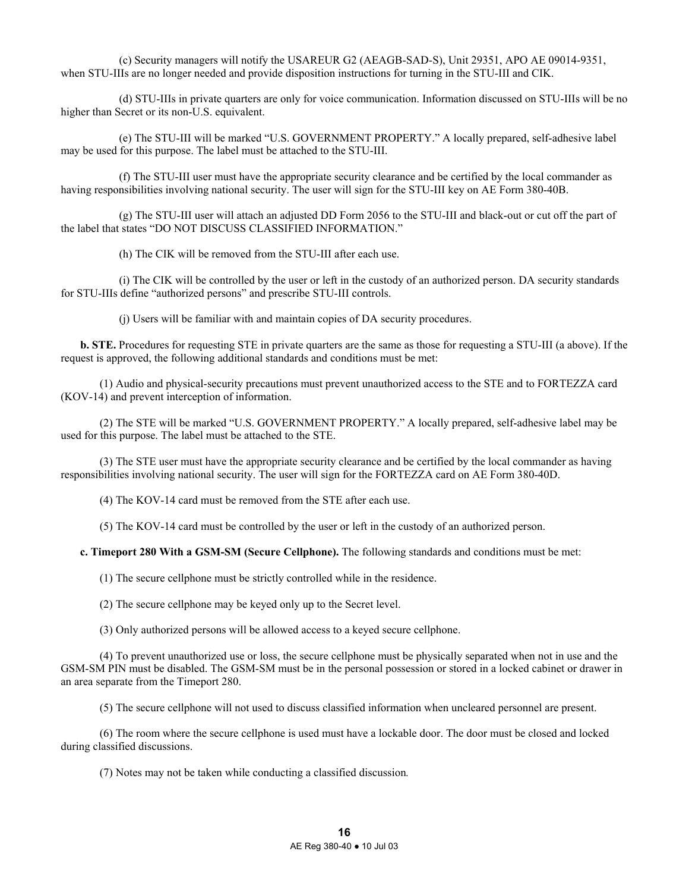(c) Security managers will notify the USAREUR G2 (AEAGB-SAD-S), Unit 29351, APO AE 09014-9351, when STU-IIIs are no longer needed and provide disposition instructions for turning in the STU-III and CIK.

(d) STU-IIIs in private quarters are only for voice communication. Information discussed on STU-IIIs will be no higher than Secret or its non-U.S. equivalent.

(e) The STU-III will be marked "U.S. GOVERNMENT PROPERTY." A locally prepared, self-adhesive label may be used for this purpose. The label must be attached to the STU-III.

(f) The STU-III user must have the appropriate security clearance and be certified by the local commander as having responsibilities involving national security. The user will sign for the STU-III key on AE Form 380-40B.

(g) The STU-III user will attach an adjusted DD Form 2056 to the STU-III and black-out or cut off the part of the label that states "DO NOT DISCUSS CLASSIFIED INFORMATION."

(h) The CIK will be removed from the STU-III after each use.

(i) The CIK will be controlled by the user or left in the custody of an authorized person. DA security standards for STU-IIIs define "authorized persons" and prescribe STU-III controls.

(j) Users will be familiar with and maintain copies of DA security procedures.

**b. STE.** Procedures for requesting STE in private quarters are the same as those for requesting a STU-III (a above). If the request is approved, the following additional standards and conditions must be met:

(1) Audio and physical-security precautions must prevent unauthorized access to the STE and to FORTEZZA card (KOV-14) and prevent interception of information.

(2) The STE will be marked "U.S. GOVERNMENT PROPERTY." A locally prepared, self-adhesive label may be used for this purpose. The label must be attached to the STE.

(3) The STE user must have the appropriate security clearance and be certified by the local commander as having responsibilities involving national security. The user will sign for the FORTEZZA card on AE Form 380-40D.

(4) The KOV-14 card must be removed from the STE after each use.

(5) The KOV-14 card must be controlled by the user or left in the custody of an authorized person.

**c. Timeport 280 With a GSM-SM (Secure Cellphone).** The following standards and conditions must be met:

(1) The secure cellphone must be strictly controlled while in the residence.

(2) The secure cellphone may be keyed only up to the Secret level.

(3) Only authorized persons will be allowed access to a keyed secure cellphone.

(4) To prevent unauthorized use or loss, the secure cellphone must be physically separated when not in use and the GSM-SM PIN must be disabled. The GSM-SM must be in the personal possession or stored in a locked cabinet or drawer in an area separate from the Timeport 280.

(5) The secure cellphone will not used to discuss classified information when uncleared personnel are present.

(6) The room where the secure cellphone is used must have a lockable door. The door must be closed and locked during classified discussions.

(7) Notes may not be taken while conducting a classified discussion.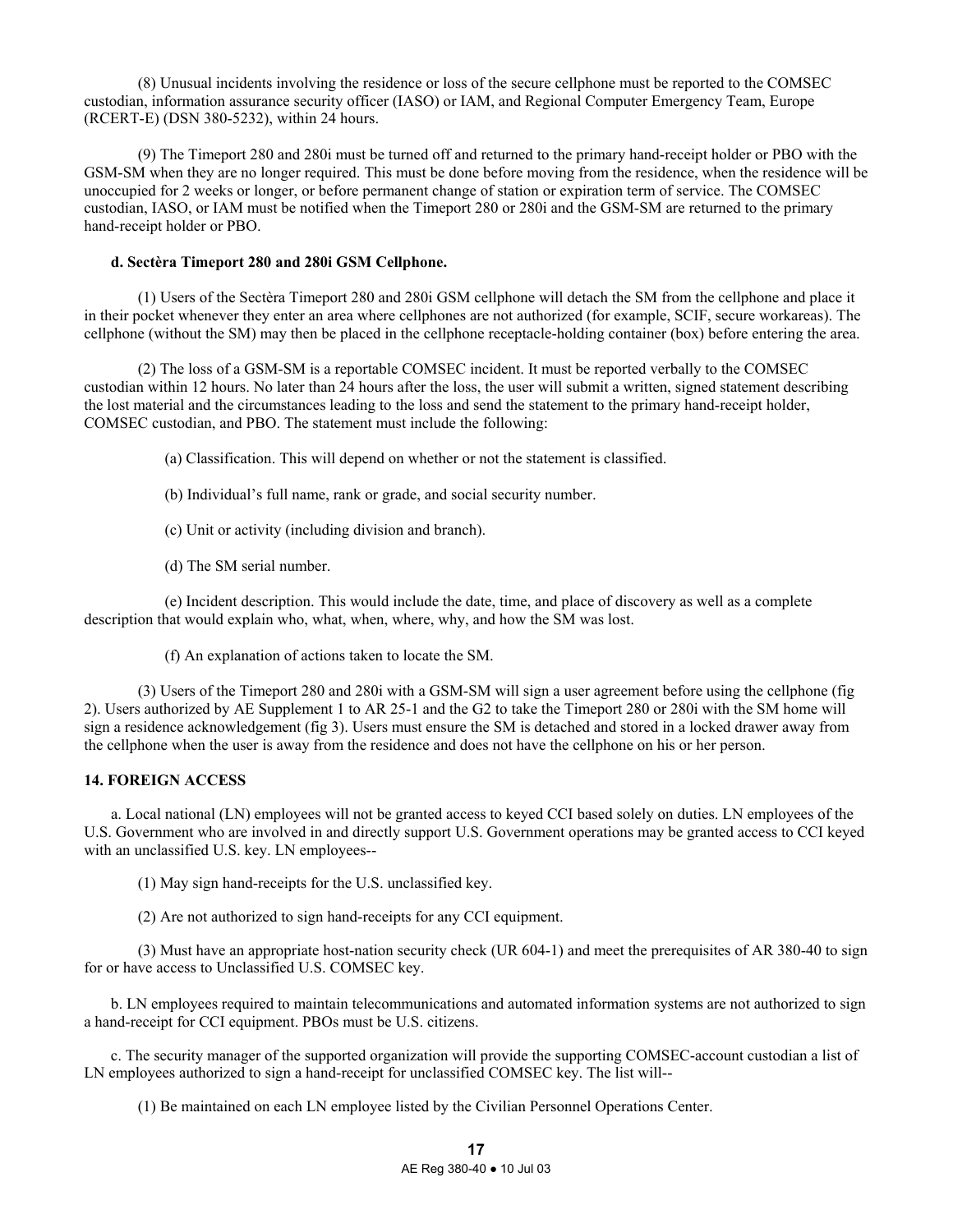(8) Unusual incidents involving the residence or loss of the secure cellphone must be reported to the COMSEC custodian, information assurance security officer (IASO) or IAM, and Regional Computer Emergency Team, Europe (RCERT-E) (DSN 380-5232), within 24 hours.

(9) The Timeport 280 and 280i must be turned off and returned to the primary hand-receipt holder or PBO with the GSM-SM when they are no longer required. This must be done before moving from the residence, when the residence will be unoccupied for 2 weeks or longer, or before permanent change of station or expiration term of service. The COMSEC custodian, IASO, or IAM must be notified when the Timeport 280 or 280i and the GSM-SM are returned to the primary hand-receipt holder or PBO.

**d. Sectèra Timeport 280 and 280i GSM Cellphone.**

(1) Users of the Sectèra Timeport 280 and 280i GSM cellphone will detach the SM from the cellphone and place it in their pocket whenever they enter an area where cellphones are not authorized (for example, SCIF, secure workareas). The cellphone (without the SM) may then be placed in the cellphone receptacle-holding container (box) before entering the area.

(2) The loss of a GSM-SM is a reportable COMSEC incident. It must be reported verbally to the COMSEC custodian within 12 hours. No later than 24 hours after the loss, the user will submit a written, signed statement describing the lost material and the circumstances leading to the loss and send the statement to the primary hand-receipt holder, COMSEC custodian, and PBO. The statement must include the following:

(a) Classification. This will depend on whether or not the statement is classified.

(b) Individual's full name, rank or grade, and social security number.

(c) Unit or activity (including division and branch).

(d) The SM serial number.

(e) Incident description. This would include the date, time, and place of discovery as well as a complete description that would explain who, what, when, where, why, and how the SM was lost.

(f) An explanation of actions taken to locate the SM.

(3) Users of the Timeport 280 and 280i with a GSM-SM will sign a user agreement before using the cellphone (fig 2). Users authorized by AE Supplement 1 to AR 25-1 and the G2 to take the Timeport 280 or 280i with the SM home will sign a residence acknowledgement (fig 3). Users must ensure the SM is detached and stored in a locked drawer away from the cellphone when the user is away from the residence and does not have the cellphone on his or her person.

**14. FOREIGN ACCESS**

a. Local national (LN) employees will not be granted access to keyed CCI based solely on duties. LN employees of the U.S. Government who are involved in and directly support U.S. Government operations may be granted access to CCI keyed with an unclassified U.S. key. LN employees--

(1) May sign hand-receipts for the U.S. unclassified key.

(2) Are not authorized to sign hand-receipts for any CCI equipment.

(3) Must have an appropriate host-nation security check (UR 604-1) and meet the prerequisites of AR 380-40 to sign for or have access to Unclassified U.S. COMSEC key.

b. LN employees required to maintain telecommunications and automated information systems are not authorized to sign a hand-receipt for CCI equipment. PBOs must be U.S. citizens.

c. The security manager of the supported organization will provide the supporting COMSEC-account custodian a list of LN employees authorized to sign a hand-receipt for unclassified COMSEC key. The list will--

(1) Be maintained on each LN employee listed by the Civilian Personnel Operations Center.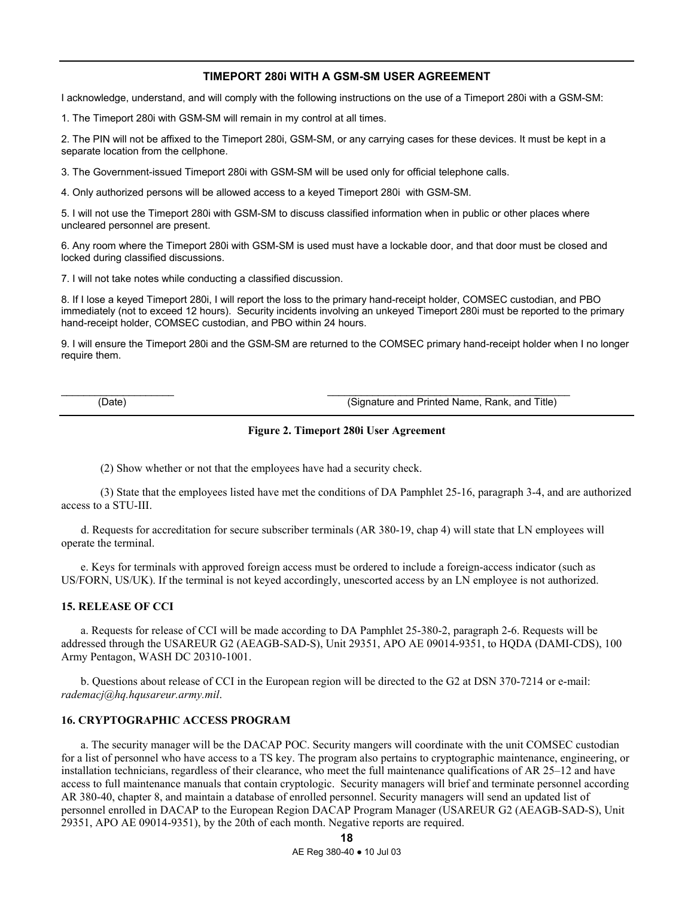**TIMEPORT 280i WITH A GSM-SM USER AGREEMENT**

I acknowledge, understand, and will comply with the following instructions on the use of a Timeport 280i with a GSM-SM:

1. The Timeport 280i with GSM-SM will remain in my control at all times.

2. The PIN will not be affixed to the Timeport 280i, GSM-SM, or any carrying cases for these devices. It must be kept in a separate location from the cellphone.

3. The Government-issued Timeport 280i with GSM-SM will be used only for official telephone calls.

4. Only authorized persons will be allowed access to a keyed Timeport 280i with GSM-SM.

5. I will not use the Timeport 280i with GSM-SM to discuss classified information when in public or other places where uncleared personnel are present.

6. Any room where the Timeport 280i with GSM-SM is used must have a lockable door, and that door must be closed and locked during classified discussions.

7. I will not take notes while conducting a classified discussion.

8. If I lose a keyed Timeport 280i, I will report the loss to the primary hand-receipt holder, COMSEC custodian, and PBO immediately (not to exceed 12 hours). Security incidents involving an unkeyed Timeport 280i must be reported to the primary hand-receipt holder, COMSEC custodian, and PBO within 24 hours.

9. I will ensure the Timeport 280i and the GSM-SM are returned to the COMSEC primary hand-receipt holder when I no longer require them.

\_\_\_\_\_\_\_\_\_\_\_\_\_\_\_\_\_\_\_\_ (Date)

\_\_\_\_\_\_\_\_\_\_\_\_\_\_\_\_\_\_\_\_\_\_\_\_\_\_\_\_\_\_\_\_\_\_\_\_\_\_\_\_\_\_\_\_ (Signature and Printed Name, Rank, and Title)

**Figure 2. Timeport 280i User Agreement**

(2) Show whether or not that the employees have had a security check.

(3) State that the employees listed have met the conditions of DA Pamphlet 25-16, paragraph 3-4, and are authorized access to a STU-III.

d. Requests for accreditation for secure subscriber terminals (AR 380-19, chap 4) will state that LN employees will operate the terminal.

e. Keys for terminals with approved foreign access must be ordered to include a foreign-access indicator (such as US/FORN, US/UK). If the terminal is not keyed accordingly, unescorted access by an LN employee is not authorized.

## 15. RELEASE OF CCI

a. Requests for release of CCI will be made according to DA Pamphlet 25-380-2, paragraph 2-6. Requests will be addressed through the USAREUR G2 (AEAGB-SAD-S), Unit 29351, APO AE 09014-9351, to HQDA (DAMI-CDS), 100 Army Pentagon, WASH DC 20310-1001.

b. Questions about release of CCI in the European region will be directed to the G2 at DSN 370-7214 or e-mail: *rademacj@hq.hqusareur.army.mil*.

## 16. CRYPTOGRAPHIC ACCESS PROGRAM

a. The security manager will be the DACAP POC. Security mangers will coordinate with the unit COMSEC custodian for a list of personnel who have access to a TS key. The program also pertains to cryptographic maintenance, engineering, or installation technicians, regardless of their clearance, who meet the full maintenance qualifications of AR 25–12 and have access to full maintenance manuals that contain cryptologic. Security managers will brief and terminate personnel according AR 380-40, chapter 8, and maintain a database of enrolled personnel. Security managers will send an updated list of personnel enrolled in DACAP to the European Region DACAP Program Manager (USAREUR G2 (AEAGB-SAD-S), Unit 29351, APO AE 09014-9351), by the 20th of each month. Negative reports are required.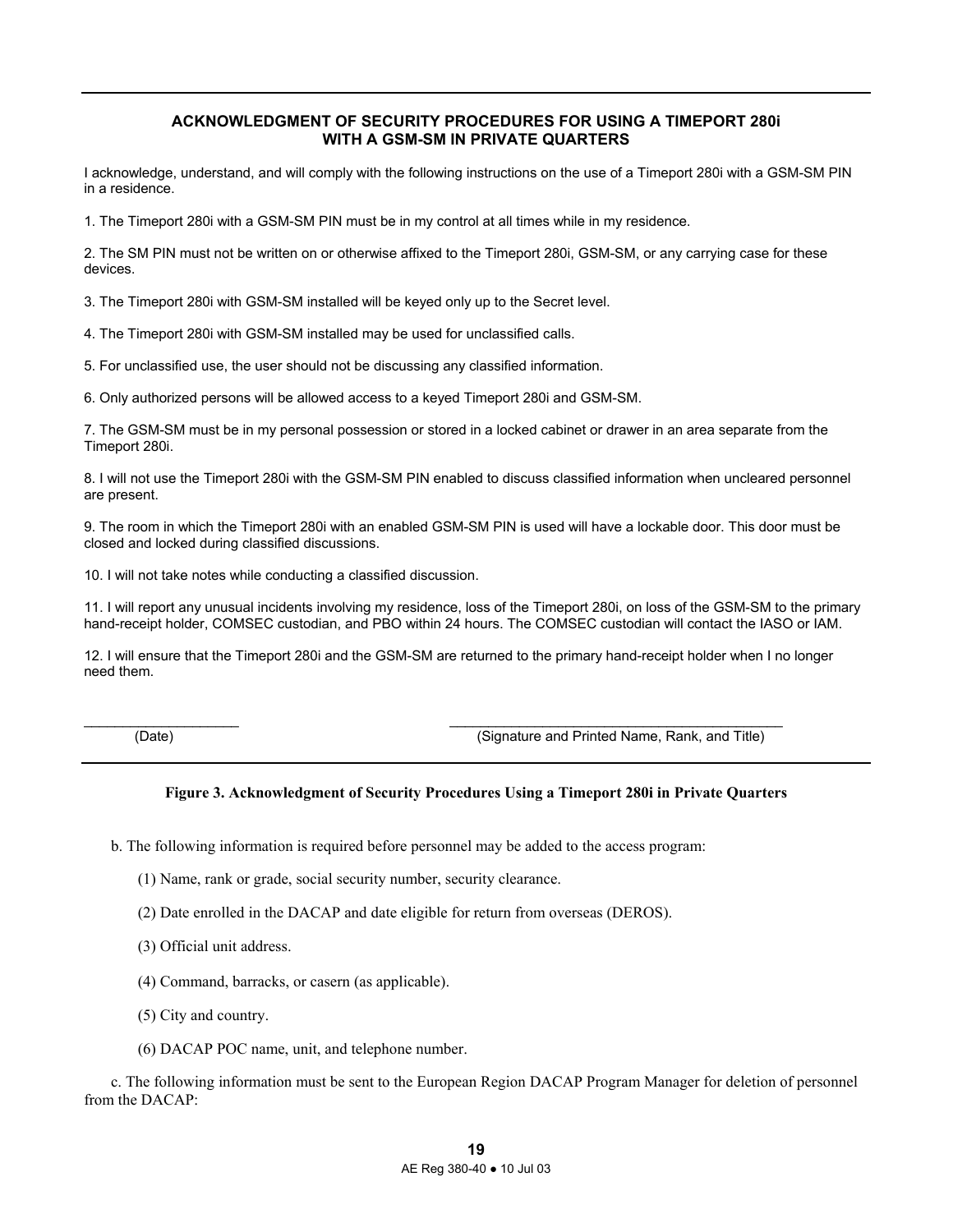**ACKNOWLEDGMENT OF SECURITY PROCEDURES FOR USING A TIMEPORT 280i WITH A GSM-SM IN PRIVATE QUARTERS**

I acknowledge, understand, and will comply with the following instructions on the use of a Timeport 280i with a GSM-SM PIN in a residence.

1. The Timeport 280i with a GSM-SM PIN must be in my control at all times while in my residence.

2. The SM PIN must not be written on or otherwise affixed to the Timeport 280i, GSM-SM, or any carrying case for these devices.

3. The Timeport 280i with GSM-SM installed will be keyed only up to the Secret level.

4. The Timeport 280i with GSM-SM installed may be used for unclassified calls.

5. For unclassified use, the user should not be discussing any classified information.

6. Only authorized persons will be allowed access to a keyed Timeport 280i and GSM-SM.

7. The GSM-SM must be in my personal possession or stored in a locked cabinet or drawer in an area separate from the Timeport 280i.

8. I will not use the Timeport 280i with the GSM-SM PIN enabled to discuss classified information when uncleared personnel are present.

9. The room in which the Timeport 280i with an enabled GSM-SM PIN is used will have a lockable door. This door must be closed and locked during classified discussions.

10. I will not take notes while conducting a classified discussion.

11. I will report any unusual incidents involving my residence, loss of the Timeport 280i, on loss of the GSM-SM to the primary hand-receipt holder, COMSEC custodian, and PBO within 24 hours. The COMSEC custodian will contact the IASO or IAM.

12. I will ensure that the Timeport 280i and the GSM-SM are returned to the primary hand-receipt holder when I no longer need them.

\_\_\_\_\_\_\_\_\_\_\_\_\_\_\_\_\_\_\_\_ (Date)

\_\_\_\_\_\_\_\_\_\_\_\_\_\_\_\_\_\_\_\_\_\_\_\_\_\_\_\_\_\_\_\_\_\_\_\_\_\_\_\_\_\_\_\_ (Signature and Printed Name, Rank, and Title)

**Figure 3. Acknowledgment of Security Procedures Using a Timeport 280i in Private Quarters**

b. The following information is required before personnel may be added to the access program:

(1) Name, rank or grade, social security number, security clearance.

(2) Date enrolled in the DACAP and date eligible for return from overseas (DEROS).

(3) Official unit address.

(4) Command, barracks, or casern (as applicable).

(5) City and country.

(6) DACAP POC name, unit, and telephone number.

c. The following information must be sent to the European Region DACAP Program Manager for deletion of personnel from the DACAP: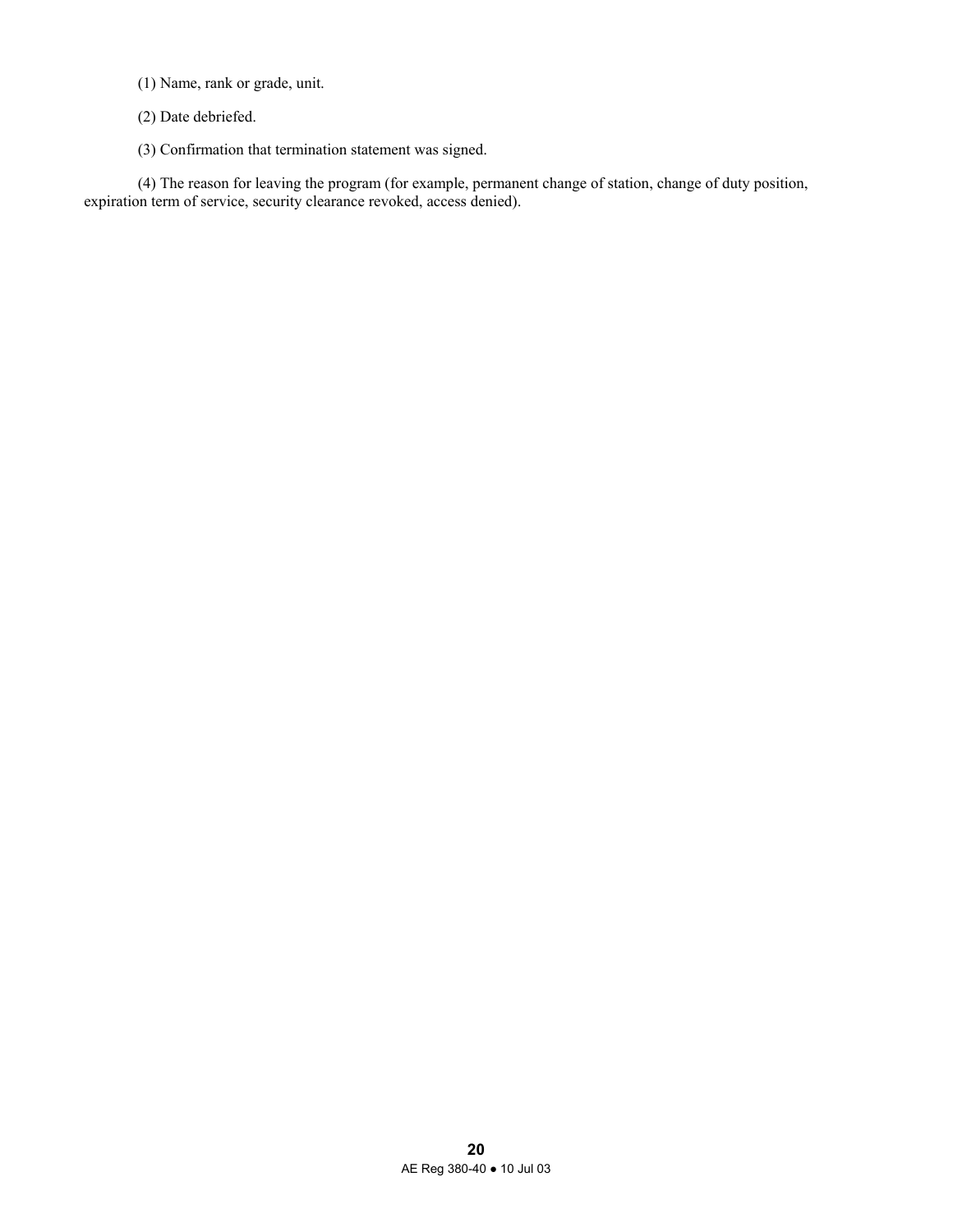(1) Name, rank or grade, unit.

(2) Date debriefed.

(3) Confirmation that termination statement was signed.

(4) The reason for leaving the program (for example, permanent change of station, change of duty position, expiration term of service, security clearance revoked, access denied).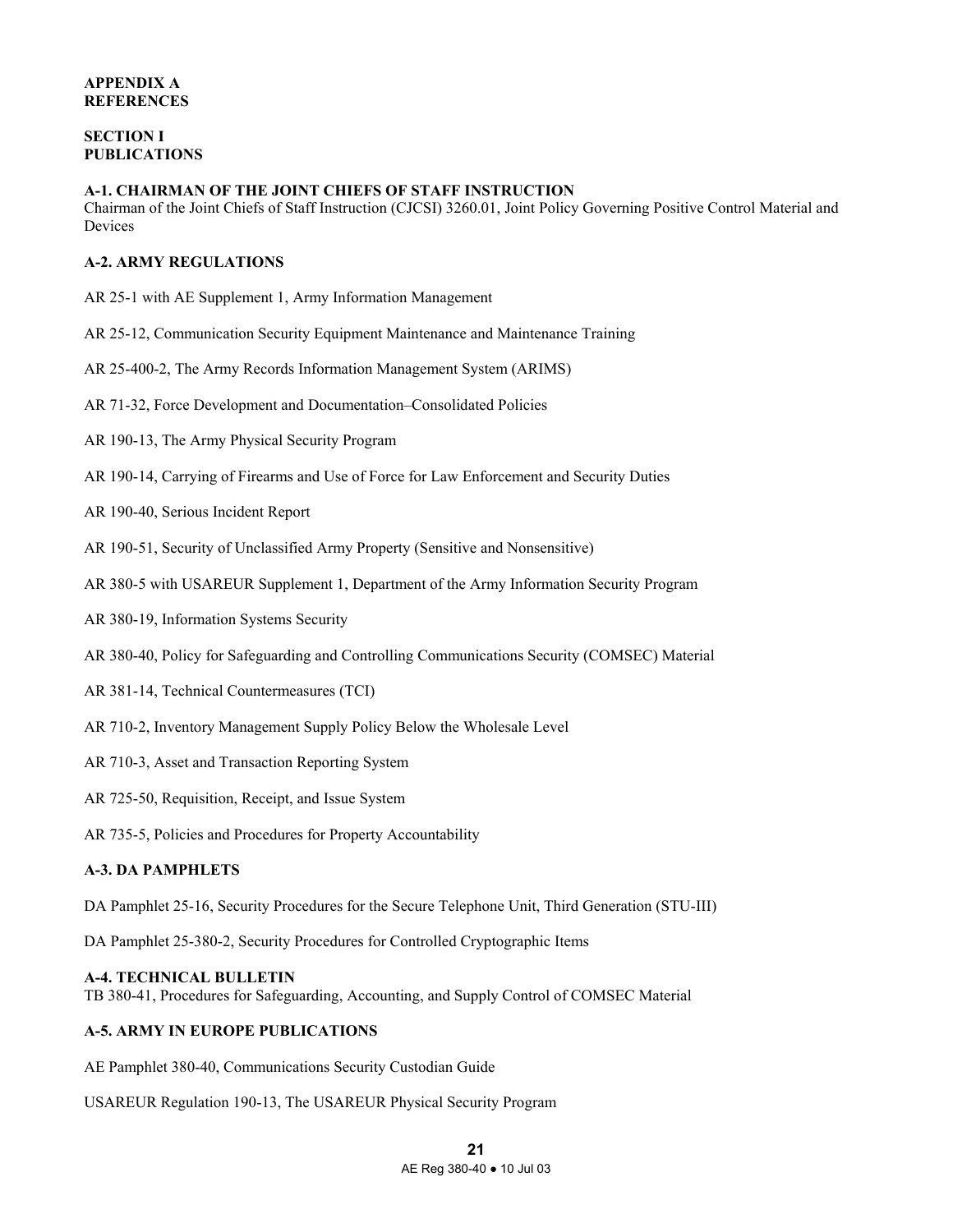# APPENDIX A
# REFERENCES

## SECTION I
## PUBLICATIONS

### A-1. CHAIRMAN OF THE JOINT CHIEFS OF STAFF INSTRUCTION

Chairman of the Joint Chiefs of Staff Instruction (CJCSI) 3260.01, Joint Policy Governing Positive Control Material and Devices

### A-2. ARMY REGULATIONS

AR 25-1 with AE Supplement 1, Army Information Management

AR 25-12, Communication Security Equipment Maintenance and Maintenance Training

AR 25-400-2, The Army Records Information Management System (ARIMS)

AR 71-32, Force Development and Documentation–Consolidated Policies

AR 190-13, The Army Physical Security Program

AR 190-14, Carrying of Firearms and Use of Force for Law Enforcement and Security Duties

AR 190-40, Serious Incident Report

AR 190-51, Security of Unclassified Army Property (Sensitive and Nonsensitive)

AR 380-5 with USAREUR Supplement 1, Department of the Army Information Security Program

AR 380-19, Information Systems Security

AR 380-40, Policy for Safeguarding and Controlling Communications Security (COMSEC) Material

AR 381-14, Technical Countermeasures (TCI)

AR 710-2, Inventory Management Supply Policy Below the Wholesale Level

AR 710-3, Asset and Transaction Reporting System

AR 725-50, Requisition, Receipt, and Issue System

AR 735-5, Policies and Procedures for Property Accountability

### A-3. DA PAMPHLETS

DA Pamphlet 25-16, Security Procedures for the Secure Telephone Unit, Third Generation (STU-III)

DA Pamphlet 25-380-2, Security Procedures for Controlled Cryptographic Items

### A-4. TECHNICAL BULLETIN

TB 380-41, Procedures for Safeguarding, Accounting, and Supply Control of COMSEC Material

### A-5. ARMY IN EUROPE PUBLICATIONS

AE Pamphlet 380-40, Communications Security Custodian Guide

USAREUR Regulation 190-13, The USAREUR Physical Security Program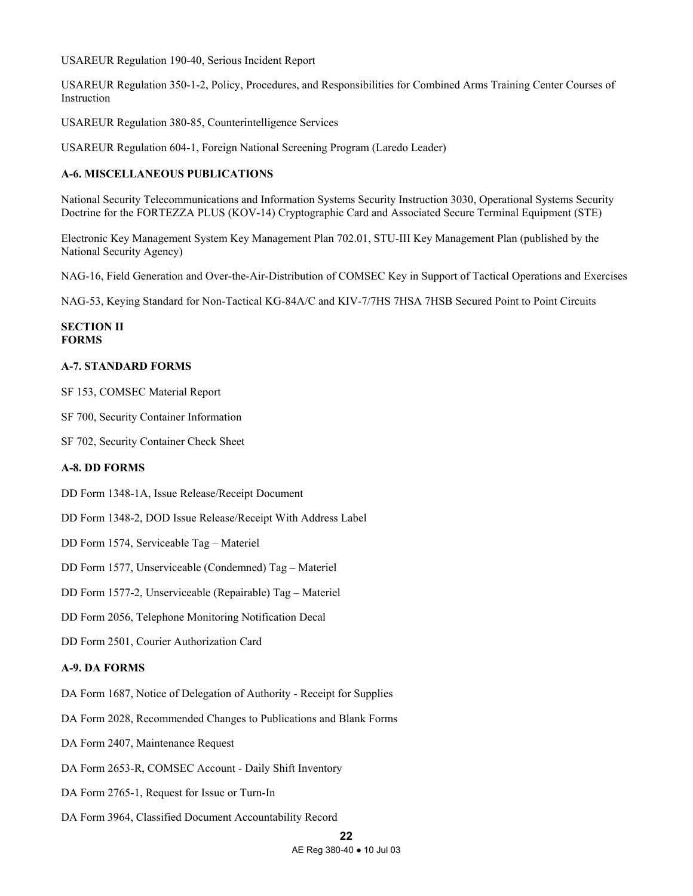USAREUR Regulation 190-40, Serious Incident Report

USAREUR Regulation 350-1-2, Policy, Procedures, and Responsibilities for Combined Arms Training Center Courses of Instruction

USAREUR Regulation 380-85, Counterintelligence Services

USAREUR Regulation 604-1, Foreign National Screening Program (Laredo Leader)

### A-6. MISCELLANEOUS PUBLICATIONS

National Security Telecommunications and Information Systems Security Instruction 3030, Operational Systems Security Doctrine for the FORTEZZA PLUS (KOV-14) Cryptographic Card and Associated Secure Terminal Equipment (STE)

Electronic Key Management System Key Management Plan 702.01, STU-III Key Management Plan (published by the National Security Agency)

NAG-16, Field Generation and Over-the-Air-Distribution of COMSEC Key in Support of Tactical Operations and Exercises

NAG-53, Keying Standard for Non-Tactical KG-84A/C and KIV-7/7HS 7HSA 7HSB Secured Point to Point Circuits

## SECTION II
## FORMS

### A-7. STANDARD FORMS

SF 153, COMSEC Material Report

SF 700, Security Container Information

SF 702, Security Container Check Sheet

### A-8. DD FORMS

DD Form 1348-1A, Issue Release/Receipt Document

DD Form 1348-2, DOD Issue Release/Receipt With Address Label

DD Form 1574, Serviceable Tag – Materiel

DD Form 1577, Unserviceable (Condemned) Tag – Materiel

DD Form 1577-2, Unserviceable (Repairable) Tag – Materiel

DD Form 2056, Telephone Monitoring Notification Decal

DD Form 2501, Courier Authorization Card

### A-9. DA FORMS

DA Form 1687, Notice of Delegation of Authority - Receipt for Supplies

DA Form 2028, Recommended Changes to Publications and Blank Forms

DA Form 2407, Maintenance Request

DA Form 2653-R, COMSEC Account - Daily Shift Inventory

DA Form 2765-1, Request for Issue or Turn-In

DA Form 3964, Classified Document Accountability Record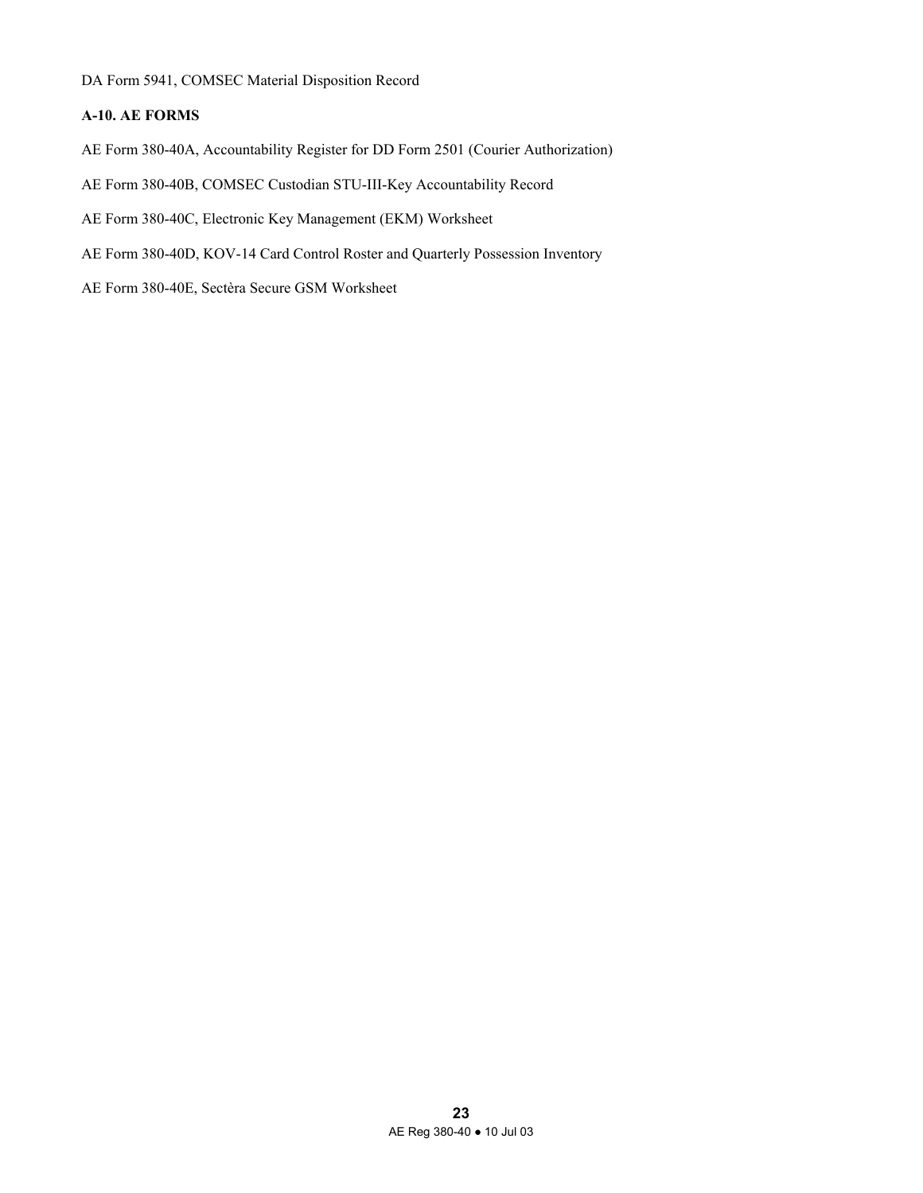DA Form 5941, COMSEC Material Disposition Record

**A-10. AE FORMS**

AE Form 380-40A, Accountability Register for DD Form 2501 (Courier Authorization)

AE Form 380-40B, COMSEC Custodian STU-III-Key Accountability Record

AE Form 380-40C, Electronic Key Management (EKM) Worksheet

AE Form 380-40D, KOV-14 Card Control Roster and Quarterly Possession Inventory

AE Form 380-40E, Sectèra Secure GSM Worksheet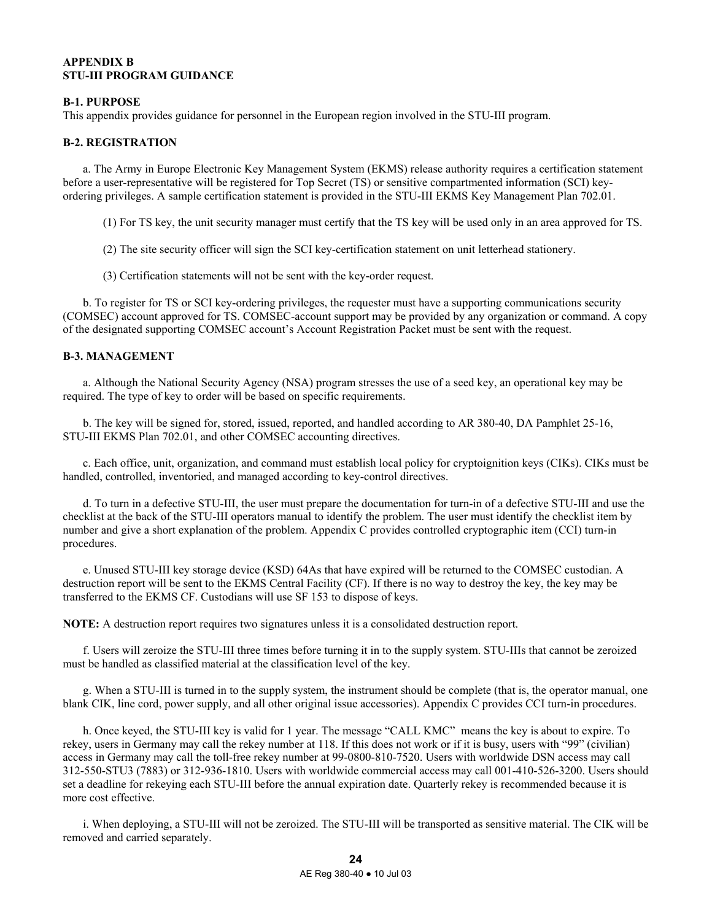**APPENDIX B**
**STU-III PROGRAM GUIDANCE**

**B-1. PURPOSE**
This appendix provides guidance for personnel in the European region involved in the STU-III program.

**B-2. REGISTRATION**

a. The Army in Europe Electronic Key Management System (EKMS) release authority requires a certification statement before a user-representative will be registered for Top Secret (TS) or sensitive compartmented information (SCI) key-ordering privileges. A sample certification statement is provided in the STU-III EKMS Key Management Plan 702.01.

(1) For TS key, the unit security manager must certify that the TS key will be used only in an area approved for TS.

(2) The site security officer will sign the SCI key-certification statement on unit letterhead stationery.

(3) Certification statements will not be sent with the key-order request.

b. To register for TS or SCI key-ordering privileges, the requester must have a supporting communications security (COMSEC) account approved for TS. COMSEC-account support may be provided by any organization or command. A copy of the designated supporting COMSEC account's Account Registration Packet must be sent with the request.

**B-3. MANAGEMENT**

a. Although the National Security Agency (NSA) program stresses the use of a seed key, an operational key may be required. The type of key to order will be based on specific requirements.

b. The key will be signed for, stored, issued, reported, and handled according to AR 380-40, DA Pamphlet 25-16, STU-III EKMS Plan 702.01, and other COMSEC accounting directives.

c. Each office, unit, organization, and command must establish local policy for cryptoignition keys (CIKs). CIKs must be handled, controlled, inventoried, and managed according to key-control directives.

d. To turn in a defective STU-III, the user must prepare the documentation for turn-in of a defective STU-III and use the checklist at the back of the STU-III operators manual to identify the problem. The user must identify the checklist item by number and give a short explanation of the problem. Appendix C provides controlled cryptographic item (CCI) turn-in procedures.

e. Unused STU-III key storage device (KSD) 64As that have expired will be returned to the COMSEC custodian. A destruction report will be sent to the EKMS Central Facility (CF). If there is no way to destroy the key, the key may be transferred to the EKMS CF. Custodians will use SF 153 to dispose of keys.

**NOTE:** A destruction report requires two signatures unless it is a consolidated destruction report.

f. Users will zeroize the STU-III three times before turning it in to the supply system. STU-IIIs that cannot be zeroized must be handled as classified material at the classification level of the key.

g. When a STU-III is turned in to the supply system, the instrument should be complete (that is, the operator manual, one blank CIK, line cord, power supply, and all other original issue accessories). Appendix C provides CCI turn-in procedures.

h. Once keyed, the STU-III key is valid for 1 year. The message "CALL KMC" means the key is about to expire. To rekey, users in Germany may call the rekey number at 118. If this does not work or if it is busy, users with "99" (civilian) access in Germany may call the toll-free rekey number at 99-0800-810-7520. Users with worldwide DSN access may call 312-550-STU3 (7883) or 312-936-1810. Users with worldwide commercial access may call 001-410-526-3200. Users should set a deadline for rekeying each STU-III before the annual expiration date. Quarterly rekey is recommended because it is more cost effective.

i. When deploying, a STU-III will not be zeroized. The STU-III will be transported as sensitive material. The CIK will be removed and carried separately.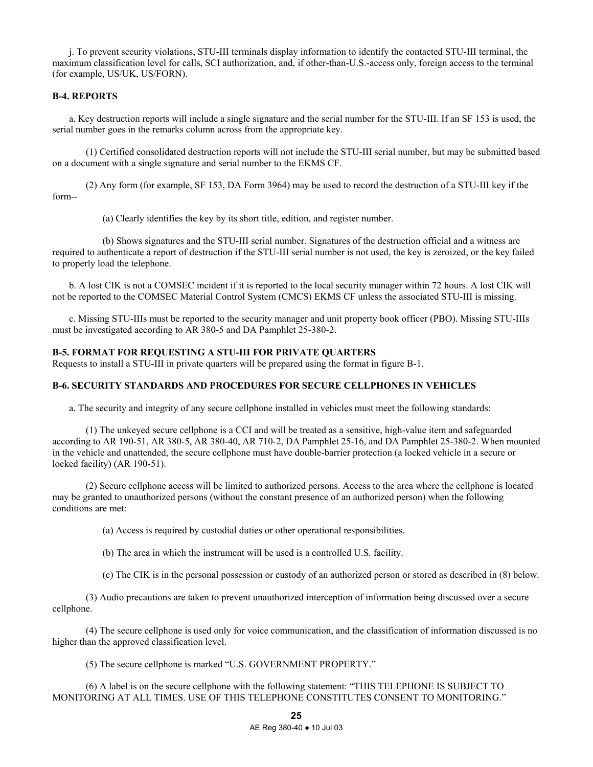j. To prevent security violations, STU-III terminals display information to identify the contacted STU-III terminal, the maximum classification level for calls, SCI authorization, and, if other-than-U.S.-access only, foreign access to the terminal (for example, US/UK, US/FORN).

**B-4. REPORTS**

a. Key destruction reports will include a single signature and the serial number for the STU-III. If an SF 153 is used, the serial number goes in the remarks column across from the appropriate key.

(1) Certified consolidated destruction reports will not include the STU-III serial number, but may be submitted based on a document with a single signature and serial number to the EKMS CF.

(2) Any form (for example, SF 153, DA Form 3964) may be used to record the destruction of a STU-III key if the form--

(a) Clearly identifies the key by its short title, edition, and register number.

(b) Shows signatures and the STU-III serial number. Signatures of the destruction official and a witness are required to authenticate a report of destruction if the STU-III serial number is not used, the key is zeroized, or the key failed to properly load the telephone.

b. A lost CIK is not a COMSEC incident if it is reported to the local security manager within 72 hours. A lost CIK will not be reported to the COMSEC Material Control System (CMCS) EKMS CF unless the associated STU-III is missing.

c. Missing STU-IIIs must be reported to the security manager and unit property book officer (PBO). Missing STU-IIIs must be investigated according to AR 380-5 and DA Pamphlet 25-380-2.

**B-5. FORMAT FOR REQUESTING A STU-III FOR PRIVATE QUARTERS**

Requests to install a STU-III in private quarters will be prepared using the format in figure B-1.

**B-6. SECURITY STANDARDS AND PROCEDURES FOR SECURE CELLPHONES IN VEHICLES**

a. The security and integrity of any secure cellphone installed in vehicles must meet the following standards:

(1) The unkeyed secure cellphone is a CCI and will be treated as a sensitive, high-value item and safeguarded according to AR 190-51, AR 380-5, AR 380-40, AR 710-2, DA Pamphlet 25-16, and DA Pamphlet 25-380-2. When mounted in the vehicle and unattended, the secure cellphone must have double-barrier protection (a locked vehicle in a secure or locked facility) (AR 190-51).

(2) Secure cellphone access will be limited to authorized persons. Access to the area where the cellphone is located may be granted to unauthorized persons (without the constant presence of an authorized person) when the following conditions are met:

(a) Access is required by custodial duties or other operational responsibilities.

(b) The area in which the instrument will be used is a controlled U.S. facility.

(c) The CIK is in the personal possession or custody of an authorized person or stored as described in (8) below.

(3) Audio precautions are taken to prevent unauthorized interception of information being discussed over a secure cellphone.

(4) The secure cellphone is used only for voice communication, and the classification of information discussed is no higher than the approved classification level.

(5) The secure cellphone is marked "U.S. GOVERNMENT PROPERTY."

(6) A label is on the secure cellphone with the following statement: "THIS TELEPHONE IS SUBJECT TO MONITORING AT ALL TIMES. USE OF THIS TELEPHONE CONSTITUTES CONSENT TO MONITORING."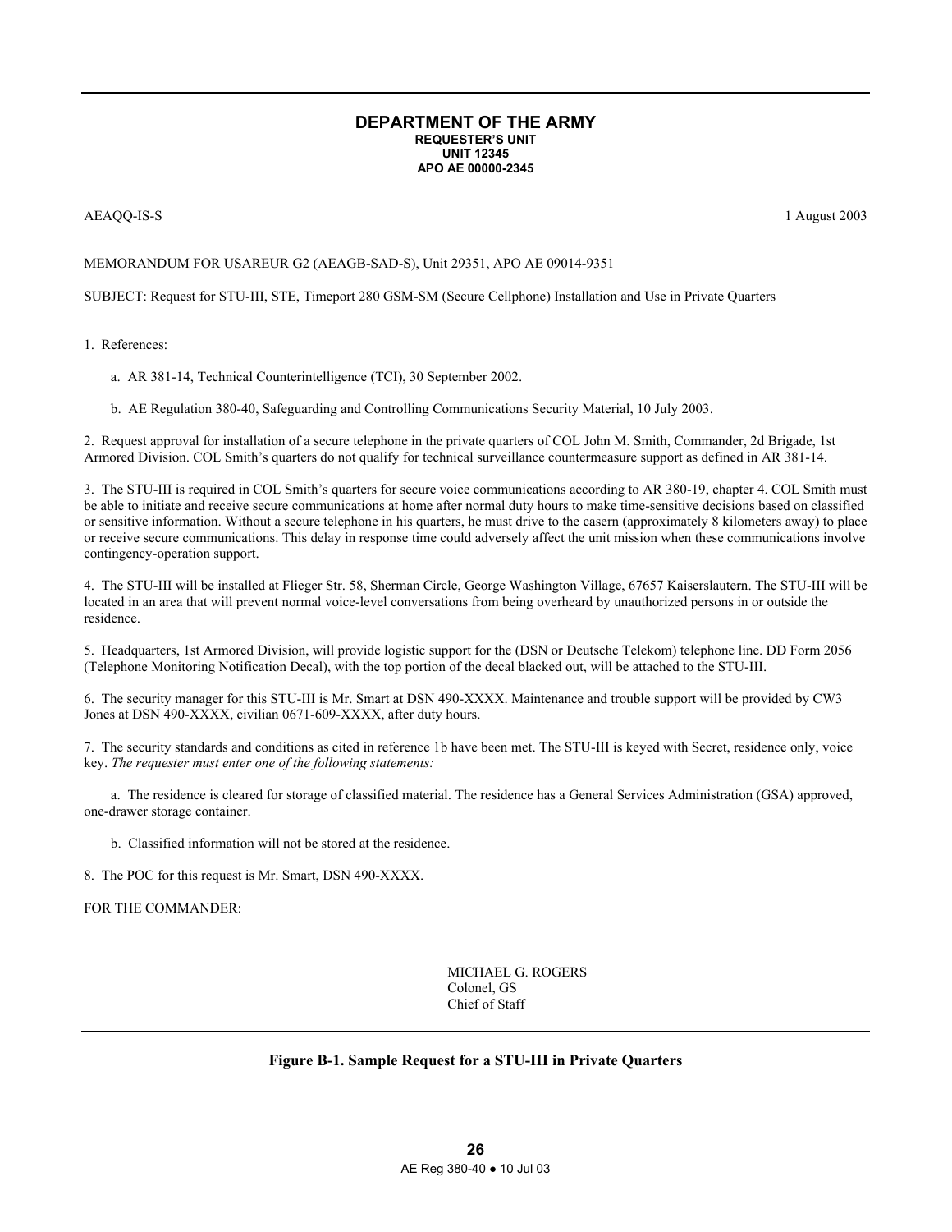**DEPARTMENT OF THE ARMY**
**REQUESTER'S UNIT**
**UNIT 12345**
**APO AE 00000-2345**

AEAQQ-IS-S 1 August 2003

MEMORANDUM FOR USAREUR G2 (AEAGB-SAD-S), Unit 29351, APO AE 09014-9351

SUBJECT: Request for STU-III, STE, Timeport 280 GSM-SM (Secure Cellphone) Installation and Use in Private Quarters

1. References:

   a. AR 381-14, Technical Counterintelligence (TCI), 30 September 2002.

   b. AE Regulation 380-40, Safeguarding and Controlling Communications Security Material, 10 July 2003.

2. Request approval for installation of a secure telephone in the private quarters of COL John M. Smith, Commander, 2d Brigade, 1st Armored Division. COL Smith's quarters do not qualify for technical surveillance countermeasure support as defined in AR 381-14.

3. The STU-III is required in COL Smith's quarters for secure voice communications according to AR 380-19, chapter 4. COL Smith must be able to initiate and receive secure communications at home after normal duty hours to make time-sensitive decisions based on classified or sensitive information. Without a secure telephone in his quarters, he must drive to the casern (approximately 8 kilometers away) to place or receive secure communications. This delay in response time could adversely affect the unit mission when these communications involve contingency-operation support.

4. The STU-III will be installed at Flieger Str. 58, Sherman Circle, George Washington Village, 67657 Kaiserslautern. The STU-III will be located in an area that will prevent normal voice-level conversations from being overheard by unauthorized persons in or outside the residence.

5. Headquarters, 1st Armored Division, will provide logistic support for the (DSN or Deutsche Telekom) telephone line. DD Form 2056 (Telephone Monitoring Notification Decal), with the top portion of the decal blacked out, will be attached to the STU-III.

6. The security manager for this STU-III is Mr. Smart at DSN 490-XXXX. Maintenance and trouble support will be provided by CW3 Jones at DSN 490-XXXX, civilian 0671-609-XXXX, after duty hours.

7. The security standards and conditions as cited in reference 1b have been met. The STU-III is keyed with Secret, residence only, voice key. *The requester must enter one of the following statements:*

   a. The residence is cleared for storage of classified material. The residence has a General Services Administration (GSA) approved, one-drawer storage container.

   b. Classified information will not be stored at the residence.

8. The POC for this request is Mr. Smart, DSN 490-XXXX.

FOR THE COMMANDER:

MICHAEL G. ROGERS
Colonel, GS
Chief of Staff

**Figure B-1. Sample Request for a STU-III in Private Quarters**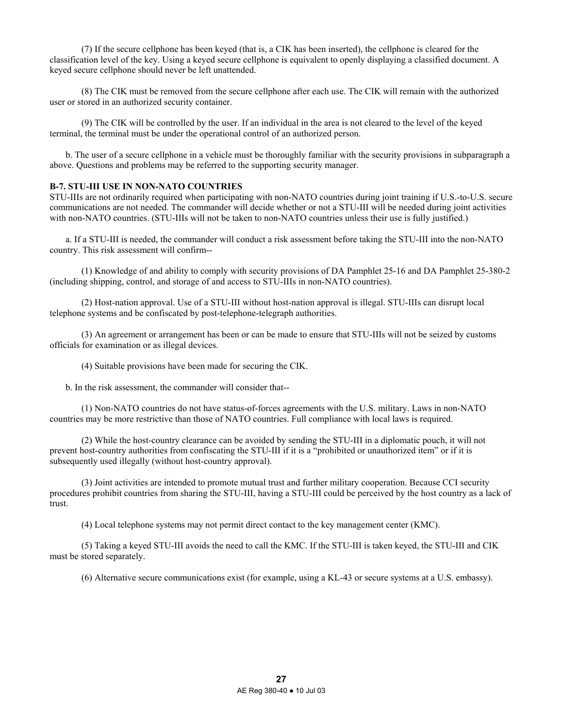(7) If the secure cellphone has been keyed (that is, a CIK has been inserted), the cellphone is cleared for the classification level of the key. Using a keyed secure cellphone is equivalent to openly displaying a classified document. A keyed secure cellphone should never be left unattended.

(8) The CIK must be removed from the secure cellphone after each use. The CIK will remain with the authorized user or stored in an authorized security container.

(9) The CIK will be controlled by the user. If an individual in the area is not cleared to the level of the keyed terminal, the terminal must be under the operational control of an authorized person.

b. The user of a secure cellphone in a vehicle must be thoroughly familiar with the security provisions in subparagraph a above. Questions and problems may be referred to the supporting security manager.

**B-7. STU-III USE IN NON-NATO COUNTRIES**

STU-IIIs are not ordinarily required when participating with non-NATO countries during joint training if U.S.-to-U.S. secure communications are not needed. The commander will decide whether or not a STU-III will be needed during joint activities with non-NATO countries. (STU-IIIs will not be taken to non-NATO countries unless their use is fully justified.)

a. If a STU-III is needed, the commander will conduct a risk assessment before taking the STU-III into the non-NATO country. This risk assessment will confirm--

(1) Knowledge of and ability to comply with security provisions of DA Pamphlet 25-16 and DA Pamphlet 25-380-2 (including shipping, control, and storage of and access to STU-IIIs in non-NATO countries).

(2) Host-nation approval. Use of a STU-III without host-nation approval is illegal. STU-IIIs can disrupt local telephone systems and be confiscated by post-telephone-telegraph authorities.

(3) An agreement or arrangement has been or can be made to ensure that STU-IIIs will not be seized by customs officials for examination or as illegal devices.

(4) Suitable provisions have been made for securing the CIK.

b. In the risk assessment, the commander will consider that--

(1) Non-NATO countries do not have status-of-forces agreements with the U.S. military. Laws in non-NATO countries may be more restrictive than those of NATO countries. Full compliance with local laws is required.

(2) While the host-country clearance can be avoided by sending the STU-III in a diplomatic pouch, it will not prevent host-country authorities from confiscating the STU-III if it is a "prohibited or unauthorized item" or if it is subsequently used illegally (without host-country approval).

(3) Joint activities are intended to promote mutual trust and further military cooperation. Because CCI security procedures prohibit countries from sharing the STU-III, having a STU-III could be perceived by the host country as a lack of trust.

(4) Local telephone systems may not permit direct contact to the key management center (KMC).

(5) Taking a keyed STU-III avoids the need to call the KMC. If the STU-III is taken keyed, the STU-III and CIK must be stored separately.

(6) Alternative secure communications exist (for example, using a KL-43 or secure systems at a U.S. embassy).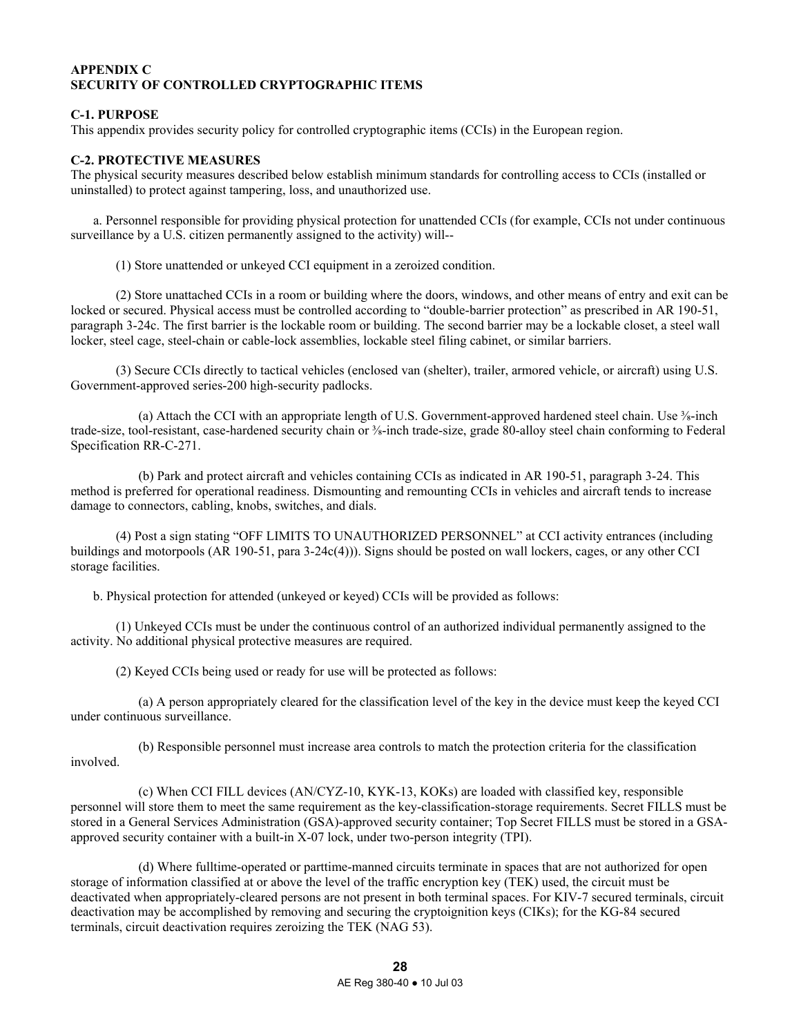## APPENDIX C
## SECURITY OF CONTROLLED CRYPTOGRAPHIC ITEMS

### C-1. PURPOSE

This appendix provides security policy for controlled cryptographic items (CCIs) in the European region.

### C-2. PROTECTIVE MEASURES

The physical security measures described below establish minimum standards for controlling access to CCIs (installed or uninstalled) to protect against tampering, loss, and unauthorized use.

a. Personnel responsible for providing physical protection for unattended CCIs (for example, CCIs not under continuous surveillance by a U.S. citizen permanently assigned to the activity) will--

(1) Store unattended or unkeyed CCI equipment in a zeroized condition.

(2) Store unattached CCIs in a room or building where the doors, windows, and other means of entry and exit can be locked or secured. Physical access must be controlled according to "double-barrier protection" as prescribed in AR 190-51, paragraph 3-24c. The first barrier is the lockable room or building. The second barrier may be a lockable closet, a steel wall locker, steel cage, steel-chain or cable-lock assemblies, lockable steel filing cabinet, or similar barriers.

(3) Secure CCIs directly to tactical vehicles (enclosed van (shelter), trailer, armored vehicle, or aircraft) using U.S. Government-approved series-200 high-security padlocks.

(a) Attach the CCI with an appropriate length of U.S. Government-approved hardened steel chain. Use ⅜-inch trade-size, tool-resistant, case-hardened security chain or ⅜-inch trade-size, grade 80-alloy steel chain conforming to Federal Specification RR-C-271.

(b) Park and protect aircraft and vehicles containing CCIs as indicated in AR 190-51, paragraph 3-24. This method is preferred for operational readiness. Dismounting and remounting CCIs in vehicles and aircraft tends to increase damage to connectors, cabling, knobs, switches, and dials.

(4) Post a sign stating "OFF LIMITS TO UNAUTHORIZED PERSONNEL" at CCI activity entrances (including buildings and motorpools (AR 190-51, para 3-24c(4))). Signs should be posted on wall lockers, cages, or any other CCI storage facilities.

b. Physical protection for attended (unkeyed or keyed) CCIs will be provided as follows:

(1) Unkeyed CCIs must be under the continuous control of an authorized individual permanently assigned to the activity. No additional physical protective measures are required.

(2) Keyed CCIs being used or ready for use will be protected as follows:

(a) A person appropriately cleared for the classification level of the key in the device must keep the keyed CCI under continuous surveillance.

(b) Responsible personnel must increase area controls to match the protection criteria for the classification involved.

(c) When CCI FILL devices (AN/CYZ-10, KYK-13, KOKs) are loaded with classified key, responsible personnel will store them to meet the same requirement as the key-classification-storage requirements. Secret FILLS must be stored in a General Services Administration (GSA)-approved security container; Top Secret FILLS must be stored in a GSA-approved security container with a built-in X-07 lock, under two-person integrity (TPI).

(d) Where fulltime-operated or parttime-manned circuits terminate in spaces that are not authorized for open storage of information classified at or above the level of the traffic encryption key (TEK) used, the circuit must be deactivated when appropriately-cleared persons are not present in both terminal spaces. For KIV-7 secured terminals, circuit deactivation may be accomplished by removing and securing the cryptoignition keys (CIKs); for the KG-84 secured terminals, circuit deactivation requires zeroizing the TEK (NAG 53).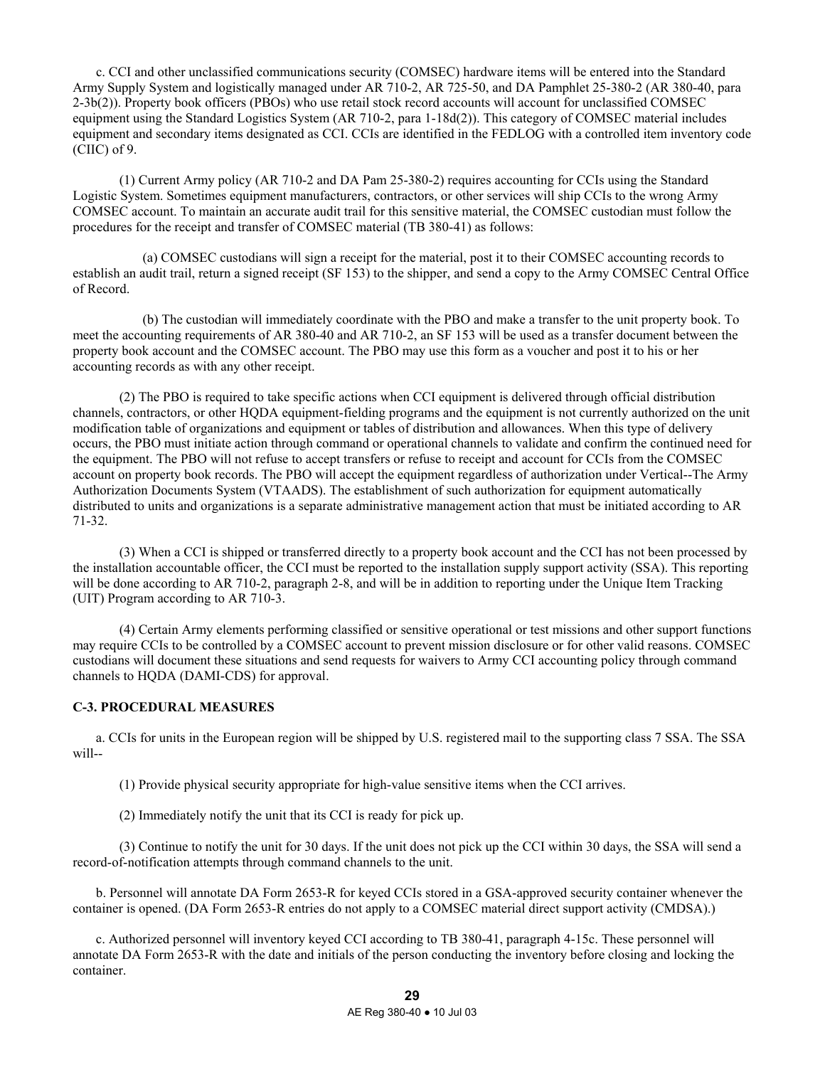c. CCI and other unclassified communications security (COMSEC) hardware items will be entered into the Standard Army Supply System and logistically managed under AR 710-2, AR 725-50, and DA Pamphlet 25-380-2 (AR 380-40, para 2-3b(2)). Property book officers (PBOs) who use retail stock record accounts will account for unclassified COMSEC equipment using the Standard Logistics System (AR 710-2, para 1-18d(2)). This category of COMSEC material includes equipment and secondary items designated as CCI. CCIs are identified in the FEDLOG with a controlled item inventory code (CIIC) of 9.

(1) Current Army policy (AR 710-2 and DA Pam 25-380-2) requires accounting for CCIs using the Standard Logistic System. Sometimes equipment manufacturers, contractors, or other services will ship CCIs to the wrong Army COMSEC account. To maintain an accurate audit trail for this sensitive material, the COMSEC custodian must follow the procedures for the receipt and transfer of COMSEC material (TB 380-41) as follows:

(a) COMSEC custodians will sign a receipt for the material, post it to their COMSEC accounting records to establish an audit trail, return a signed receipt (SF 153) to the shipper, and send a copy to the Army COMSEC Central Office of Record.

(b) The custodian will immediately coordinate with the PBO and make a transfer to the unit property book. To meet the accounting requirements of AR 380-40 and AR 710-2, an SF 153 will be used as a transfer document between the property book account and the COMSEC account. The PBO may use this form as a voucher and post it to his or her accounting records as with any other receipt.

(2) The PBO is required to take specific actions when CCI equipment is delivered through official distribution channels, contractors, or other HQDA equipment-fielding programs and the equipment is not currently authorized on the unit modification table of organizations and equipment or tables of distribution and allowances. When this type of delivery occurs, the PBO must initiate action through command or operational channels to validate and confirm the continued need for the equipment. The PBO will not refuse to accept transfers or refuse to receipt and account for CCIs from the COMSEC account on property book records. The PBO will accept the equipment regardless of authorization under Vertical--The Army Authorization Documents System (VTAADS). The establishment of such authorization for equipment automatically distributed to units and organizations is a separate administrative management action that must be initiated according to AR 71-32.

(3) When a CCI is shipped or transferred directly to a property book account and the CCI has not been processed by the installation accountable officer, the CCI must be reported to the installation supply support activity (SSA). This reporting will be done according to AR 710-2, paragraph 2-8, and will be in addition to reporting under the Unique Item Tracking (UIT) Program according to AR 710-3.

(4) Certain Army elements performing classified or sensitive operational or test missions and other support functions may require CCIs to be controlled by a COMSEC account to prevent mission disclosure or for other valid reasons. COMSEC custodians will document these situations and send requests for waivers to Army CCI accounting policy through command channels to HQDA (DAMI-CDS) for approval.

**C-3. PROCEDURAL MEASURES**

a. CCIs for units in the European region will be shipped by U.S. registered mail to the supporting class 7 SSA. The SSA will--

(1) Provide physical security appropriate for high-value sensitive items when the CCI arrives.

(2) Immediately notify the unit that its CCI is ready for pick up.

(3) Continue to notify the unit for 30 days. If the unit does not pick up the CCI within 30 days, the SSA will send a record-of-notification attempts through command channels to the unit.

b. Personnel will annotate DA Form 2653-R for keyed CCIs stored in a GSA-approved security container whenever the container is opened. (DA Form 2653-R entries do not apply to a COMSEC material direct support activity (CMDSA).)

c. Authorized personnel will inventory keyed CCI according to TB 380-41, paragraph 4-15c. These personnel will annotate DA Form 2653-R with the date and initials of the person conducting the inventory before closing and locking the container.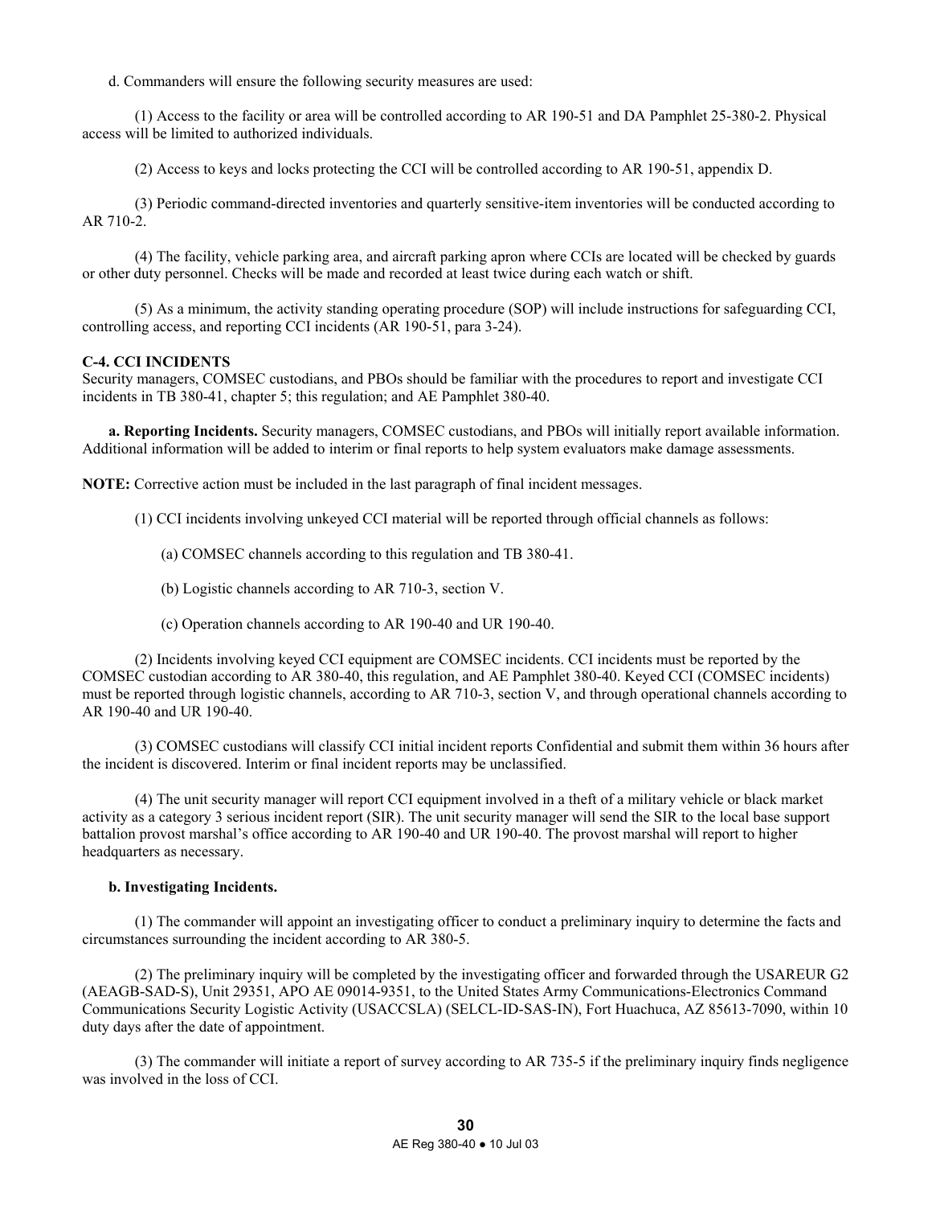d. Commanders will ensure the following security measures are used:

(1) Access to the facility or area will be controlled according to AR 190-51 and DA Pamphlet 25-380-2. Physical access will be limited to authorized individuals.

(2) Access to keys and locks protecting the CCI will be controlled according to AR 190-51, appendix D.

(3) Periodic command-directed inventories and quarterly sensitive-item inventories will be conducted according to AR 710-2.

(4) The facility, vehicle parking area, and aircraft parking apron where CCIs are located will be checked by guards or other duty personnel. Checks will be made and recorded at least twice during each watch or shift.

(5) As a minimum, the activity standing operating procedure (SOP) will include instructions for safeguarding CCI, controlling access, and reporting CCI incidents (AR 190-51, para 3-24).

**C-4. CCI INCIDENTS**

Security managers, COMSEC custodians, and PBOs should be familiar with the procedures to report and investigate CCI incidents in TB 380-41, chapter 5; this regulation; and AE Pamphlet 380-40.

**a. Reporting Incidents.** Security managers, COMSEC custodians, and PBOs will initially report available information. Additional information will be added to interim or final reports to help system evaluators make damage assessments.

**NOTE:** Corrective action must be included in the last paragraph of final incident messages.

(1) CCI incidents involving unkeyed CCI material will be reported through official channels as follows:

(a) COMSEC channels according to this regulation and TB 380-41.

(b) Logistic channels according to AR 710-3, section V.

(c) Operation channels according to AR 190-40 and UR 190-40.

(2) Incidents involving keyed CCI equipment are COMSEC incidents. CCI incidents must be reported by the COMSEC custodian according to AR 380-40, this regulation, and AE Pamphlet 380-40. Keyed CCI (COMSEC incidents) must be reported through logistic channels, according to AR 710-3, section V, and through operational channels according to AR 190-40 and UR 190-40.

(3) COMSEC custodians will classify CCI initial incident reports Confidential and submit them within 36 hours after the incident is discovered. Interim or final incident reports may be unclassified.

(4) The unit security manager will report CCI equipment involved in a theft of a military vehicle or black market activity as a category 3 serious incident report (SIR). The unit security manager will send the SIR to the local base support battalion provost marshal's office according to AR 190-40 and UR 190-40. The provost marshal will report to higher headquarters as necessary.

**b. Investigating Incidents.**

(1) The commander will appoint an investigating officer to conduct a preliminary inquiry to determine the facts and circumstances surrounding the incident according to AR 380-5.

(2) The preliminary inquiry will be completed by the investigating officer and forwarded through the USAREUR G2 (AEAGB-SAD-S), Unit 29351, APO AE 09014-9351, to the United States Army Communications-Electronics Command Communications Security Logistic Activity (USACCSLA) (SELCL-ID-SAS-IN), Fort Huachuca, AZ 85613-7090, within 10 duty days after the date of appointment.

(3) The commander will initiate a report of survey according to AR 735-5 if the preliminary inquiry finds negligence was involved in the loss of CCI.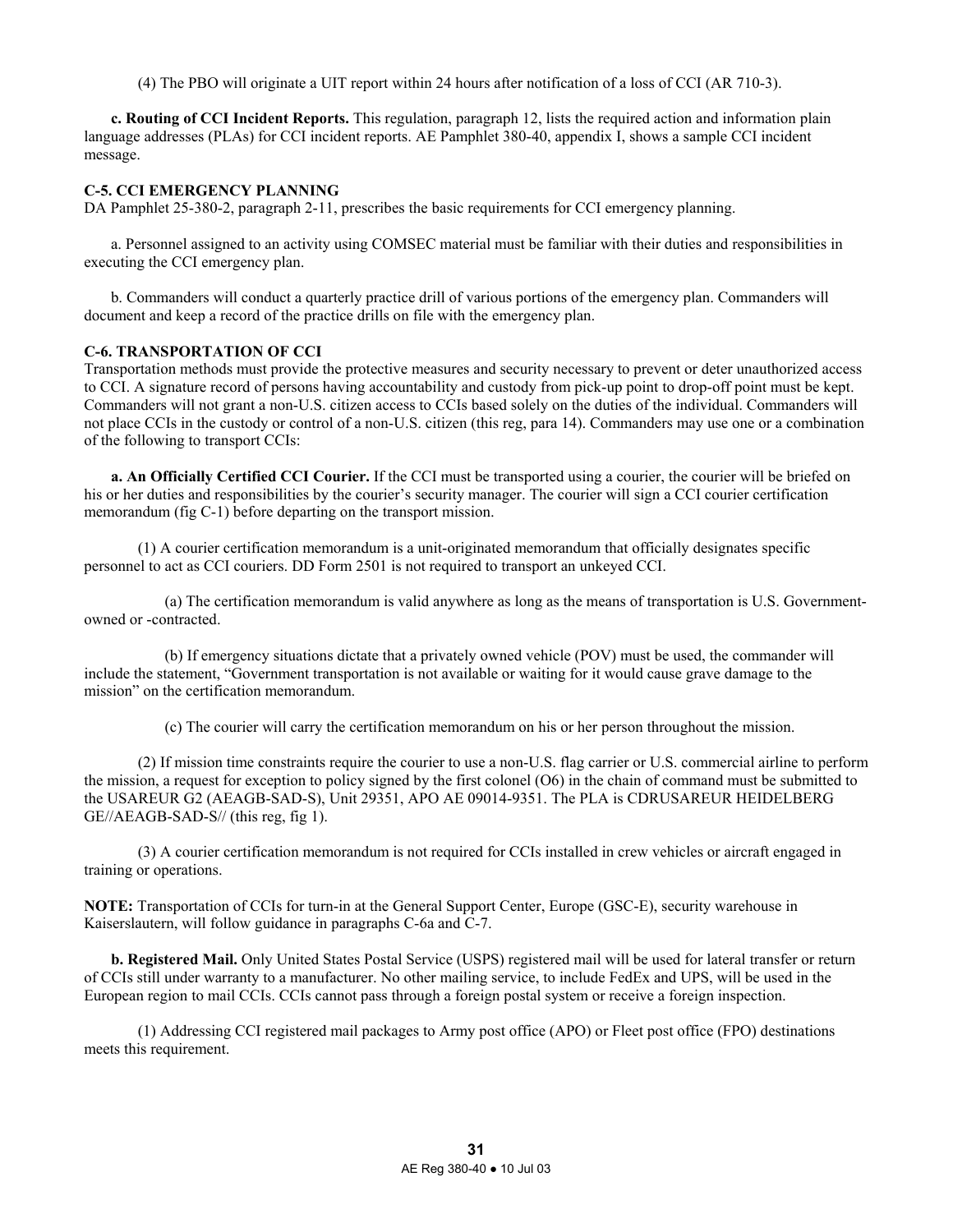(4) The PBO will originate a UIT report within 24 hours after notification of a loss of CCI (AR 710-3).

**c. Routing of CCI Incident Reports.** This regulation, paragraph 12, lists the required action and information plain language addresses (PLAs) for CCI incident reports. AE Pamphlet 380-40, appendix I, shows a sample CCI incident message.

**C-5. CCI EMERGENCY PLANNING**

DA Pamphlet 25-380-2, paragraph 2-11, prescribes the basic requirements for CCI emergency planning.

a. Personnel assigned to an activity using COMSEC material must be familiar with their duties and responsibilities in executing the CCI emergency plan.

b. Commanders will conduct a quarterly practice drill of various portions of the emergency plan. Commanders will document and keep a record of the practice drills on file with the emergency plan.

**C-6. TRANSPORTATION OF CCI**

Transportation methods must provide the protective measures and security necessary to prevent or deter unauthorized access to CCI. A signature record of persons having accountability and custody from pick-up point to drop-off point must be kept. Commanders will not grant a non-U.S. citizen access to CCIs based solely on the duties of the individual. Commanders will not place CCIs in the custody or control of a non-U.S. citizen (this reg, para 14). Commanders may use one or a combination of the following to transport CCIs:

**a. An Officially Certified CCI Courier.** If the CCI must be transported using a courier, the courier will be briefed on his or her duties and responsibilities by the courier's security manager. The courier will sign a CCI courier certification memorandum (fig C-1) before departing on the transport mission.

(1) A courier certification memorandum is a unit-originated memorandum that officially designates specific personnel to act as CCI couriers. DD Form 2501 is not required to transport an unkeyed CCI.

(a) The certification memorandum is valid anywhere as long as the means of transportation is U.S. Government-owned or -contracted.

(b) If emergency situations dictate that a privately owned vehicle (POV) must be used, the commander will include the statement, "Government transportation is not available or waiting for it would cause grave damage to the mission" on the certification memorandum.

(c) The courier will carry the certification memorandum on his or her person throughout the mission.

(2) If mission time constraints require the courier to use a non-U.S. flag carrier or U.S. commercial airline to perform the mission, a request for exception to policy signed by the first colonel (O6) in the chain of command must be submitted to the USAREUR G2 (AEAGB-SAD-S), Unit 29351, APO AE 09014-9351. The PLA is CDRUSAREUR HEIDELBERG GE//AEAGB-SAD-S// (this reg, fig 1).

(3) A courier certification memorandum is not required for CCIs installed in crew vehicles or aircraft engaged in training or operations.

**NOTE:** Transportation of CCIs for turn-in at the General Support Center, Europe (GSC-E), security warehouse in Kaiserslautern, will follow guidance in paragraphs C-6a and C-7.

**b. Registered Mail.** Only United States Postal Service (USPS) registered mail will be used for lateral transfer or return of CCIs still under warranty to a manufacturer. No other mailing service, to include FedEx and UPS, will be used in the European region to mail CCIs. CCIs cannot pass through a foreign postal system or receive a foreign inspection.

(1) Addressing CCI registered mail packages to Army post office (APO) or Fleet post office (FPO) destinations meets this requirement.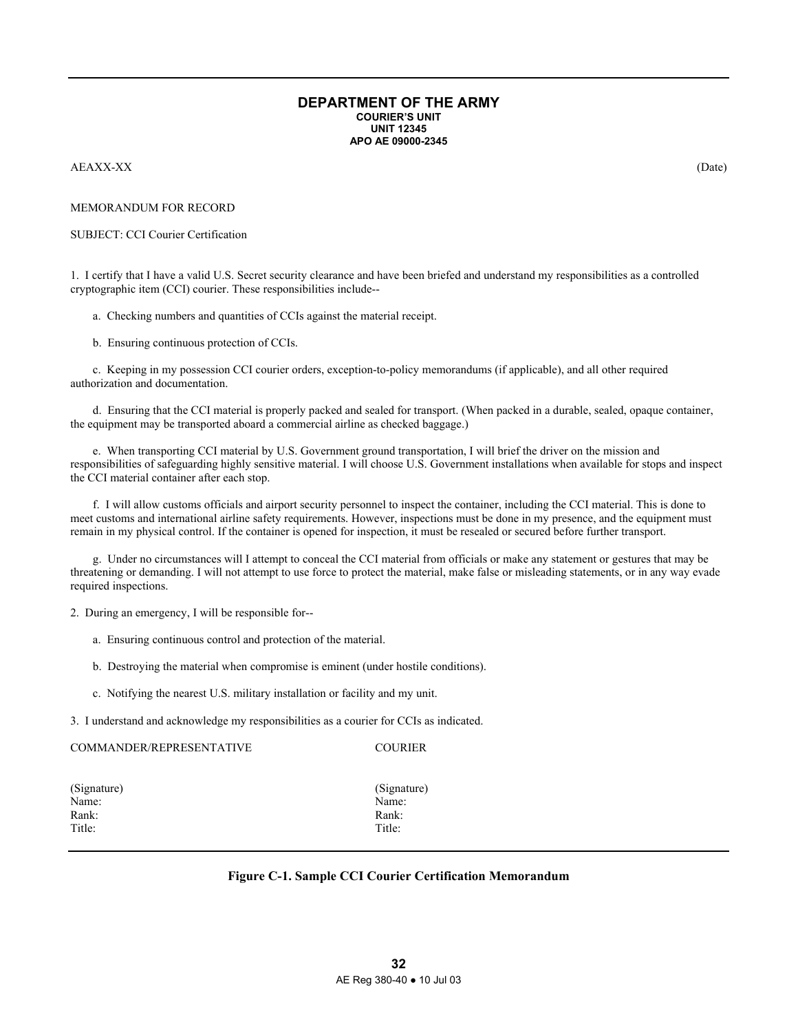**DEPARTMENT OF THE ARMY**
**COURIER'S UNIT**
**UNIT 12345**
**APO AE 09000-2345**

AEAXX-XX (Date)

MEMORANDUM FOR RECORD

SUBJECT: CCI Courier Certification

1. I certify that I have a valid U.S. Secret security clearance and have been briefed and understand my responsibilities as a controlled cryptographic item (CCI) courier. These responsibilities include--

   a. Checking numbers and quantities of CCIs against the material receipt.

   b. Ensuring continuous protection of CCIs.

   c. Keeping in my possession CCI courier orders, exception-to-policy memorandums (if applicable), and all other required authorization and documentation.

   d. Ensuring that the CCI material is properly packed and sealed for transport. (When packed in a durable, sealed, opaque container, the equipment may be transported aboard a commercial airline as checked baggage.)

   e. When transporting CCI material by U.S. Government ground transportation, I will brief the driver on the mission and responsibilities of safeguarding highly sensitive material. I will choose U.S. Government installations when available for stops and inspect the CCI material container after each stop.

   f. I will allow customs officials and airport security personnel to inspect the container, including the CCI material. This is done to meet customs and international airline safety requirements. However, inspections must be done in my presence, and the equipment must remain in my physical control. If the container is opened for inspection, it must be resealed or secured before further transport.

   g. Under no circumstances will I attempt to conceal the CCI material from officials or make any statement or gestures that may be threatening or demanding. I will not attempt to use force to protect the material, make false or misleading statements, or in any way evade required inspections.

2. During an emergency, I will be responsible for--

   a. Ensuring continuous control and protection of the material.

   b. Destroying the material when compromise is eminent (under hostile conditions).

   c. Notifying the nearest U.S. military installation or facility and my unit.

3. I understand and acknowledge my responsibilities as a courier for CCIs as indicated.

| COMMANDER/REPRESENTATIVE | COURIER |
|---|---|
| (Signature) | (Signature) |
| Name: | Name: |
| Rank: | Rank: |
| Title: | Title: |

**Figure C-1. Sample CCI Courier Certification Memorandum**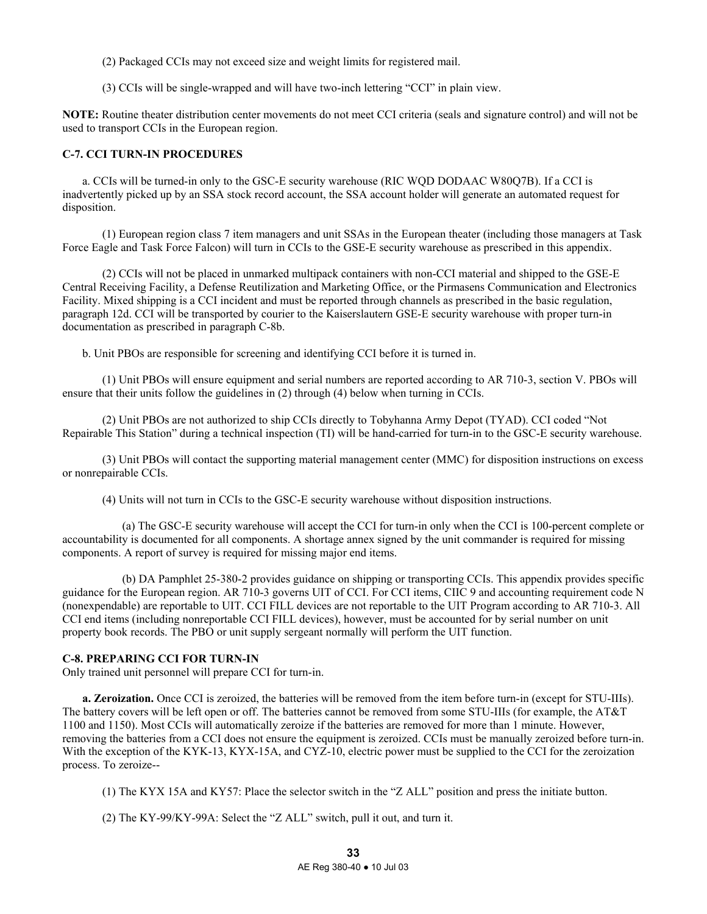(2) Packaged CCIs may not exceed size and weight limits for registered mail.

(3) CCIs will be single-wrapped and will have two-inch lettering “CCI” in plain view.

**NOTE:** Routine theater distribution center movements do not meet CCI criteria (seals and signature control) and will not be used to transport CCIs in the European region.

### C-7. CCI TURN-IN PROCEDURES

a. CCIs will be turned-in only to the GSC-E security warehouse (RIC WQD DODAAC W80Q7B). If a CCI is inadvertently picked up by an SSA stock record account, the SSA account holder will generate an automated request for disposition.

(1) European region class 7 item managers and unit SSAs in the European theater (including those managers at Task Force Eagle and Task Force Falcon) will turn in CCIs to the GSE-E security warehouse as prescribed in this appendix.

(2) CCIs will not be placed in unmarked multipack containers with non-CCI material and shipped to the GSE-E Central Receiving Facility, a Defense Reutilization and Marketing Office, or the Pirmasens Communication and Electronics Facility. Mixed shipping is a CCI incident and must be reported through channels as prescribed in the basic regulation, paragraph 12d. CCI will be transported by courier to the Kaiserslautern GSE-E security warehouse with proper turn-in documentation as prescribed in paragraph C-8b.

b. Unit PBOs are responsible for screening and identifying CCI before it is turned in.

(1) Unit PBOs will ensure equipment and serial numbers are reported according to AR 710-3, section V. PBOs will ensure that their units follow the guidelines in (2) through (4) below when turning in CCIs.

(2) Unit PBOs are not authorized to ship CCIs directly to Tobyhanna Army Depot (TYAD). CCI coded “Not Repairable This Station” during a technical inspection (TI) will be hand-carried for turn-in to the GSC-E security warehouse.

(3) Unit PBOs will contact the supporting material management center (MMC) for disposition instructions on excess or nonrepairable CCIs.

(4) Units will not turn in CCIs to the GSC-E security warehouse without disposition instructions.

(a) The GSC-E security warehouse will accept the CCI for turn-in only when the CCI is 100-percent complete or accountability is documented for all components. A shortage annex signed by the unit commander is required for missing components. A report of survey is required for missing major end items.

(b) DA Pamphlet 25-380-2 provides guidance on shipping or transporting CCIs. This appendix provides specific guidance for the European region. AR 710-3 governs UIT of CCI. For CCI items, CIIC 9 and accounting requirement code N (nonexpendable) are reportable to UIT. CCI FILL devices are not reportable to the UIT Program according to AR 710-3. All CCI end items (including nonreportable CCI FILL devices), however, must be accounted for by serial number on unit property book records. The PBO or unit supply sergeant normally will perform the UIT function.

### C-8. PREPARING CCI FOR TURN-IN

Only trained unit personnel will prepare CCI for turn-in.

**a. Zeroization.** Once CCI is zeroized, the batteries will be removed from the item before turn-in (except for STU-IIIs). The battery covers will be left open or off. The batteries cannot be removed from some STU-IIIs (for example, the AT&T 1100 and 1150). Most CCIs will automatically zeroize if the batteries are removed for more than 1 minute. However, removing the batteries from a CCI does not ensure the equipment is zeroized. CCIs must be manually zeroized before turn-in. With the exception of the KYK-13, KYX-15A, and CYZ-10, electric power must be supplied to the CCI for the zeroization process. To zeroize--

(1) The KYX 15A and KY57: Place the selector switch in the “Z ALL” position and press the initiate button.

(2) The KY-99/KY-99A: Select the “Z ALL” switch, pull it out, and turn it.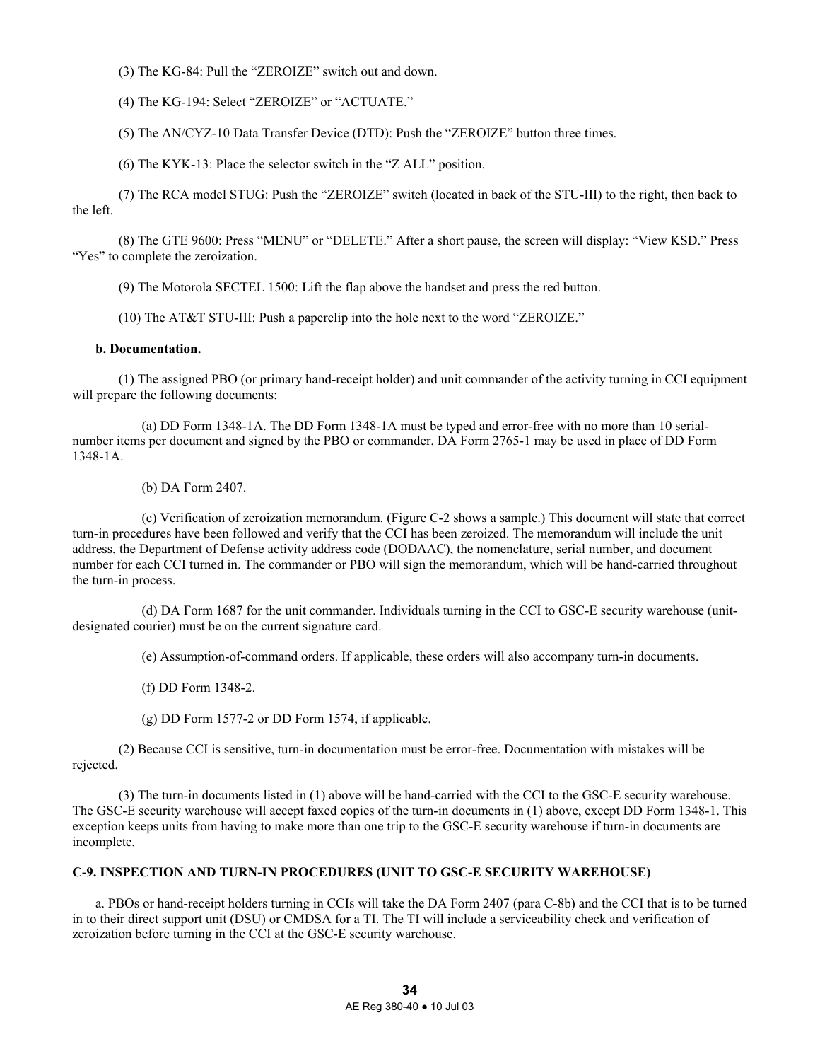(3) The KG-84: Pull the “ZEROIZE” switch out and down.

(4) The KG-194: Select “ZEROIZE” or “ACTUATE.”

(5) The AN/CYZ-10 Data Transfer Device (DTD): Push the “ZEROIZE” button three times.

(6) The KYK-13: Place the selector switch in the “Z ALL” position.

(7) The RCA model STUG: Push the “ZEROIZE” switch (located in back of the STU-III) to the right, then back to the left.

(8) The GTE 9600: Press “MENU” or “DELETE.” After a short pause, the screen will display: “View KSD.” Press “Yes” to complete the zeroization.

(9) The Motorola SECTEL 1500: Lift the flap above the handset and press the red button.

(10) The AT&T STU-III: Push a paperclip into the hole next to the word “ZEROIZE.”

**b. Documentation.**

(1) The assigned PBO (or primary hand-receipt holder) and unit commander of the activity turning in CCI equipment will prepare the following documents:

(a) DD Form 1348-1A. The DD Form 1348-1A must be typed and error-free with no more than 10 serial-number items per document and signed by the PBO or commander. DA Form 2765-1 may be used in place of DD Form 1348-1A.

(b) DA Form 2407.

(c) Verification of zeroization memorandum. (Figure C-2 shows a sample.) This document will state that correct turn-in procedures have been followed and verify that the CCI has been zeroized. The memorandum will include the unit address, the Department of Defense activity address code (DODAAC), the nomenclature, serial number, and document number for each CCI turned in. The commander or PBO will sign the memorandum, which will be hand-carried throughout the turn-in process.

(d) DA Form 1687 for the unit commander. Individuals turning in the CCI to GSC-E security warehouse (unit-designated courier) must be on the current signature card.

(e) Assumption-of-command orders. If applicable, these orders will also accompany turn-in documents.

(f) DD Form 1348-2.

(g) DD Form 1577-2 or DD Form 1574, if applicable.

(2) Because CCI is sensitive, turn-in documentation must be error-free. Documentation with mistakes will be rejected.

(3) The turn-in documents listed in (1) above will be hand-carried with the CCI to the GSC-E security warehouse. The GSC-E security warehouse will accept faxed copies of the turn-in documents in (1) above, except DD Form 1348-1. This exception keeps units from having to make more than one trip to the GSC-E security warehouse if turn-in documents are incomplete.

## C-9. INSPECTION AND TURN-IN PROCEDURES (UNIT TO GSC-E SECURITY WAREHOUSE)

a. PBOs or hand-receipt holders turning in CCIs will take the DA Form 2407 (para C-8b) and the CCI that is to be turned in to their direct support unit (DSU) or CMDSA for a TI. The TI will include a serviceability check and verification of zeroization before turning in the CCI at the GSC-E security warehouse.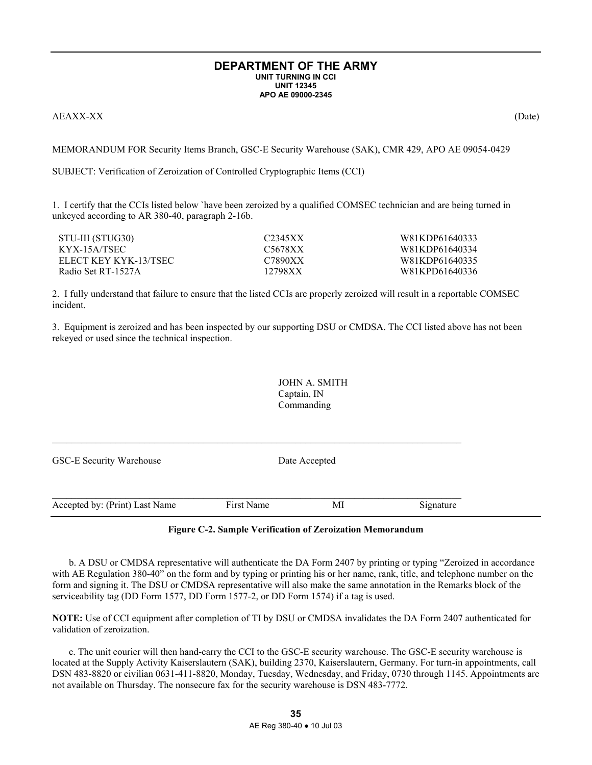**DEPARTMENT OF THE ARMY**
**UNIT TURNING IN CCI**
**UNIT 12345**
**APO AE 09000-2345**

AEAXX-XX (Date)

MEMORANDUM FOR Security Items Branch, GSC-E Security Warehouse (SAK), CMR 429, APO AE 09054-0429

SUBJECT: Verification of Zeroization of Controlled Cryptographic Items (CCI)

1. I certify that the CCIs listed below `have been zeroized by a qualified COMSEC technician and are being turned in unkeyed according to AR 380-40, paragraph 2-16b.

| | | |
|---|---|---|
| STU-III (STUG30) | C2345XX | W81KDP61640333 |
| KYX-15A/TSEC | C5678XX | W81KDP61640334 |
| ELECT KEY KYK-13/TSEC | C7890XX | W81KDP61640335 |
| Radio Set RT-1527A | 12798XX | W81KPD61640336 |

2. I fully understand that failure to ensure that the listed CCIs are properly zeroized will result in a reportable COMSEC incident.

3. Equipment is zeroized and has been inspected by our supporting DSU or CMDSA. The CCI listed above has not been rekeyed or used since the technical inspection.

JOHN A. SMITH
Captain, IN
Commanding

---

GSC-E Security Warehouse Date Accepted

---

Accepted by: (Print) Last Name First Name MI Signature

**Figure C-2. Sample Verification of Zeroization Memorandum**

b. A DSU or CMDSA representative will authenticate the DA Form 2407 by printing or typing "Zeroized in accordance with AE Regulation 380-40" on the form and by typing or printing his or her name, rank, title, and telephone number on the form and signing it. The DSU or CMDSA representative will also make the same annotation in the Remarks block of the serviceability tag (DD Form 1577, DD Form 1577-2, or DD Form 1574) if a tag is used.

**NOTE:** Use of CCI equipment after completion of TI by DSU or CMDSA invalidates the DA Form 2407 authenticated for validation of zeroization.

c. The unit courier will then hand-carry the CCI to the GSC-E security warehouse. The GSC-E security warehouse is located at the Supply Activity Kaiserslautern (SAK), building 2370, Kaiserslautern, Germany. For turn-in appointments, call DSN 483-8820 or civilian 0631-411-8820, Monday, Tuesday, Wednesday, and Friday, 0730 through 1145. Appointments are not available on Thursday. The nonsecure fax for the security warehouse is DSN 483-7772.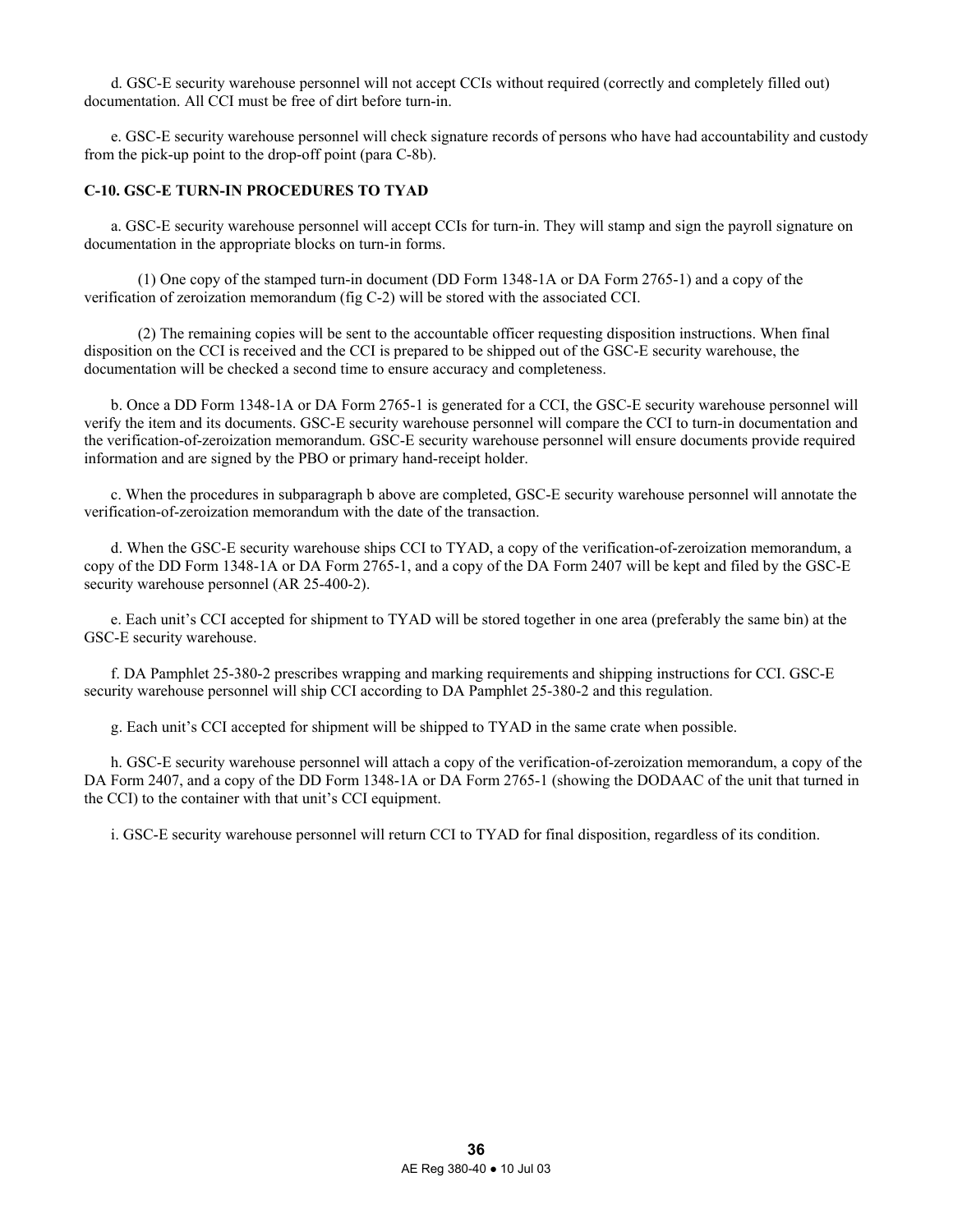d. GSC-E security warehouse personnel will not accept CCIs without required (correctly and completely filled out) documentation. All CCI must be free of dirt before turn-in.

e. GSC-E security warehouse personnel will check signature records of persons who have had accountability and custody from the pick-up point to the drop-off point (para C-8b).

### C-10. GSC-E TURN-IN PROCEDURES TO TYAD

a. GSC-E security warehouse personnel will accept CCIs for turn-in. They will stamp and sign the payroll signature on documentation in the appropriate blocks on turn-in forms.

(1) One copy of the stamped turn-in document (DD Form 1348-1A or DA Form 2765-1) and a copy of the verification of zeroization memorandum (fig C-2) will be stored with the associated CCI.

(2) The remaining copies will be sent to the accountable officer requesting disposition instructions. When final disposition on the CCI is received and the CCI is prepared to be shipped out of the GSC-E security warehouse, the documentation will be checked a second time to ensure accuracy and completeness.

b. Once a DD Form 1348-1A or DA Form 2765-1 is generated for a CCI, the GSC-E security warehouse personnel will verify the item and its documents. GSC-E security warehouse personnel will compare the CCI to turn-in documentation and the verification-of-zeroization memorandum. GSC-E security warehouse personnel will ensure documents provide required information and are signed by the PBO or primary hand-receipt holder.

c. When the procedures in subparagraph b above are completed, GSC-E security warehouse personnel will annotate the verification-of-zeroization memorandum with the date of the transaction.

d. When the GSC-E security warehouse ships CCI to TYAD, a copy of the verification-of-zeroization memorandum, a copy of the DD Form 1348-1A or DA Form 2765-1, and a copy of the DA Form 2407 will be kept and filed by the GSC-E security warehouse personnel (AR 25-400-2).

e. Each unit's CCI accepted for shipment to TYAD will be stored together in one area (preferably the same bin) at the GSC-E security warehouse.

f. DA Pamphlet 25-380-2 prescribes wrapping and marking requirements and shipping instructions for CCI. GSC-E security warehouse personnel will ship CCI according to DA Pamphlet 25-380-2 and this regulation.

g. Each unit's CCI accepted for shipment will be shipped to TYAD in the same crate when possible.

h. GSC-E security warehouse personnel will attach a copy of the verification-of-zeroization memorandum, a copy of the DA Form 2407, and a copy of the DD Form 1348-1A or DA Form 2765-1 (showing the DODAAC of the unit that turned in the CCI) to the container with that unit's CCI equipment.

i. GSC-E security warehouse personnel will return CCI to TYAD for final disposition, regardless of its condition.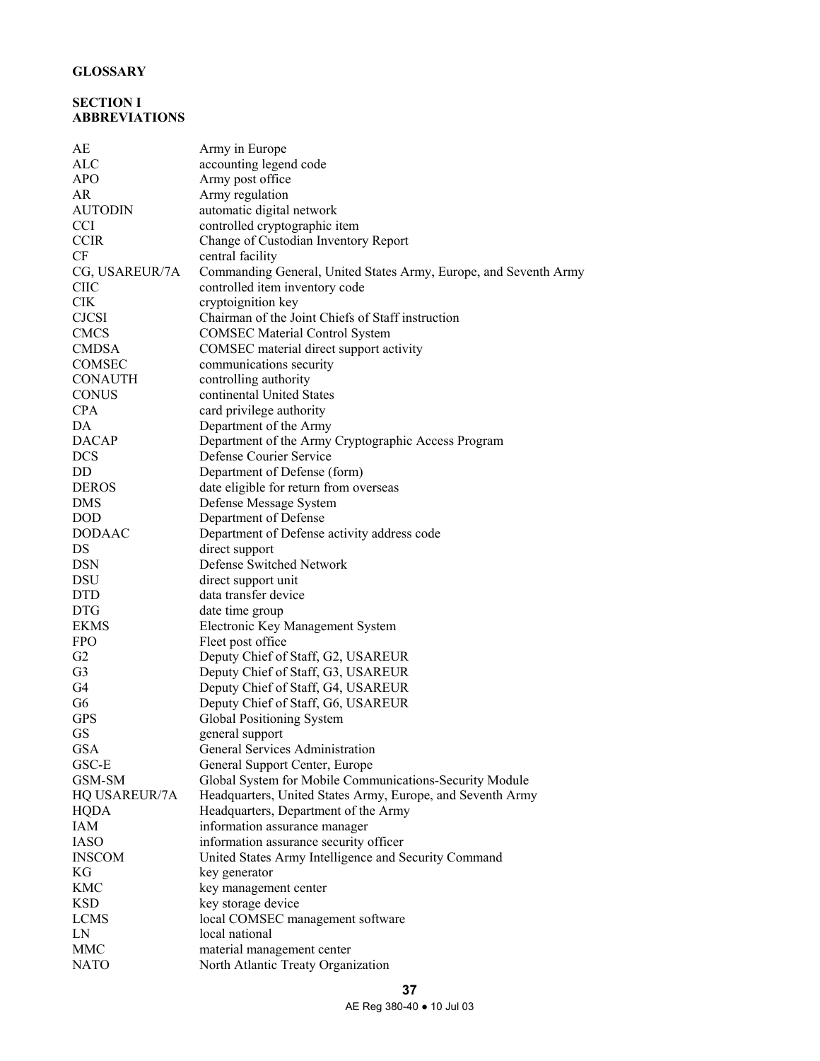# GLOSSARY

## SECTION I
## ABBREVIATIONS

| | |
|---|---|
| AE | Army in Europe |
| ALC | accounting legend code |
| APO | Army post office |
| AR | Army regulation |
| AUTODIN | automatic digital network |
| CCI | controlled cryptographic item |
| CCIR | Change of Custodian Inventory Report |
| CF | central facility |
| CG, USAREUR/7A | Commanding General, United States Army, Europe, and Seventh Army |
| CIIC | controlled item inventory code |
| CIK | cryptoignition key |
| CJCSI | Chairman of the Joint Chiefs of Staff instruction |
| CMCS | COMSEC Material Control System |
| CMDSA | COMSEC material direct support activity |
| COMSEC | communications security |
| CONAUTH | controlling authority |
| CONUS | continental United States |
| CPA | card privilege authority |
| DA | Department of the Army |
| DACAP | Department of the Army Cryptographic Access Program |
| DCS | Defense Courier Service |
| DD | Department of Defense (form) |
| DEROS | date eligible for return from overseas |
| DMS | Defense Message System |
| DOD | Department of Defense |
| DODAAC | Department of Defense activity address code |
| DS | direct support |
| DSN | Defense Switched Network |
| DSU | direct support unit |
| DTD | data transfer device |
| DTG | date time group |
| EKMS | Electronic Key Management System |
| FPO | Fleet post office |
| G2 | Deputy Chief of Staff, G2, USAREUR |
| G3 | Deputy Chief of Staff, G3, USAREUR |
| G4 | Deputy Chief of Staff, G4, USAREUR |
| G6 | Deputy Chief of Staff, G6, USAREUR |
| GPS | Global Positioning System |
| GS | general support |
| GSA | General Services Administration |
| GSC-E | General Support Center, Europe |
| GSM-SM | Global System for Mobile Communications-Security Module |
| HQ USAREUR/7A | Headquarters, United States Army, Europe, and Seventh Army |
| HQDA | Headquarters, Department of the Army |
| IAM | information assurance manager |
| IASO | information assurance security officer |
| INSCOM | United States Army Intelligence and Security Command |
| KG | key generator |
| KMC | key management center |
| KSD | key storage device |
| LCMS | local COMSEC management software |
| LN | local national |
| MMC | material management center |
| NATO | North Atlantic Treaty Organization |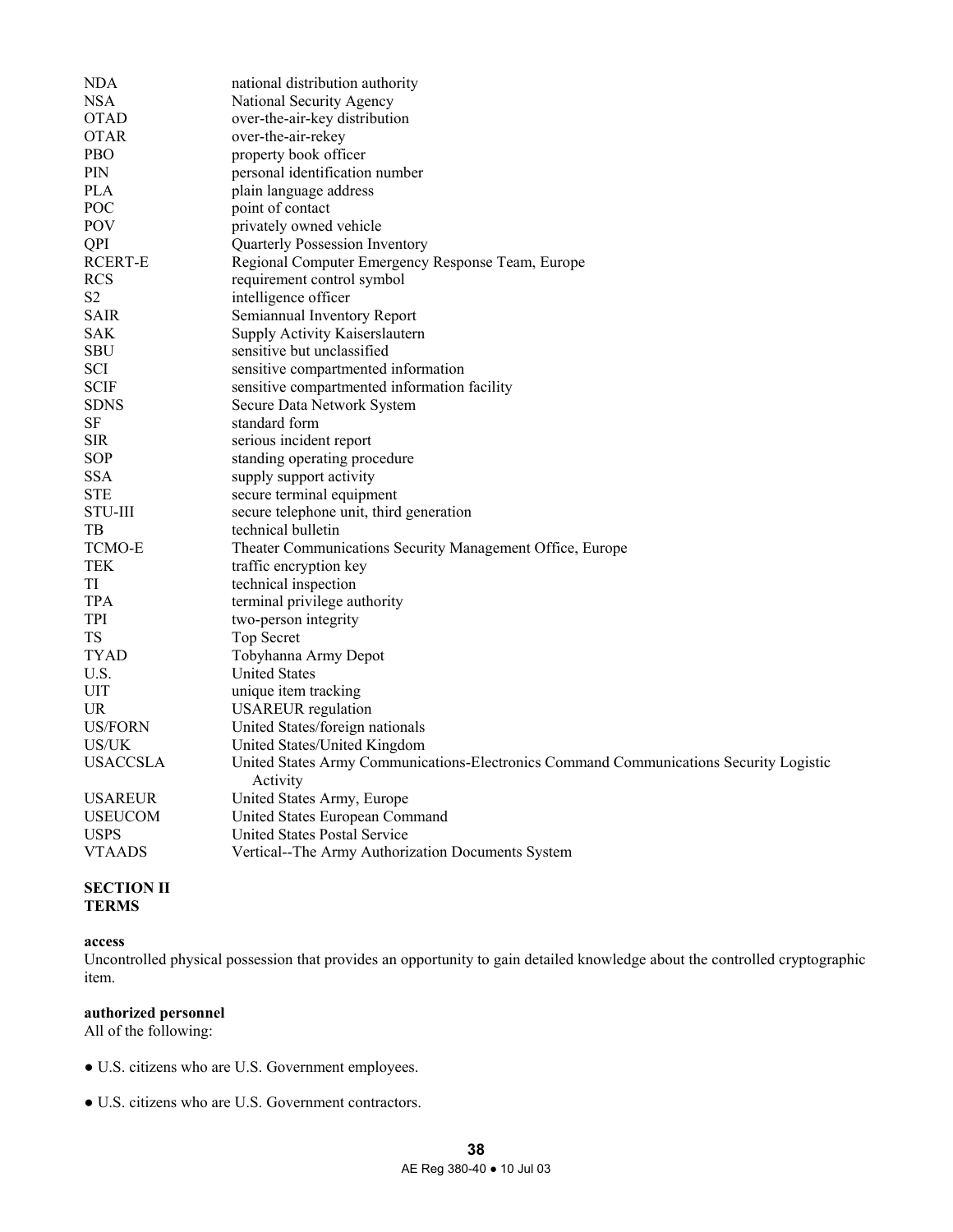| | |
|---|---|
| NDA | national distribution authority |
| NSA | National Security Agency |
| OTAD | over-the-air-key distribution |
| OTAR | over-the-air-rekey |
| PBO | property book officer |
| PIN | personal identification number |
| PLA | plain language address |
| POC | point of contact |
| POV | privately owned vehicle |
| QPI | Quarterly Possession Inventory |
| RCERT-E | Regional Computer Emergency Response Team, Europe |
| RCS | requirement control symbol |
| S2 | intelligence officer |
| SAIR | Semiannual Inventory Report |
| SAK | Supply Activity Kaiserslautern |
| SBU | sensitive but unclassified |
| SCI | sensitive compartmented information |
| SCIF | sensitive compartmented information facility |
| SDNS | Secure Data Network System |
| SF | standard form |
| SIR | serious incident report |
| SOP | standing operating procedure |
| SSA | supply support activity |
| STE | secure terminal equipment |
| STU-III | secure telephone unit, third generation |
| TB | technical bulletin |
| TCMO-E | Theater Communications Security Management Office, Europe |
| TEK | traffic encryption key |
| TI | technical inspection |
| TPA | terminal privilege authority |
| TPI | two-person integrity |
| TS | Top Secret |
| TYAD | Tobyhanna Army Depot |
| U.S. | United States |
| UIT | unique item tracking |
| UR | USAREUR regulation |
| US/FORN | United States/foreign nationals |
| US/UK | United States/United Kingdom |
| USACCSLA | United States Army Communications-Electronics Command Communications Security Logistic Activity |
| USAREUR | United States Army, Europe |
| USEUCOM | United States European Command |
| USPS | United States Postal Service |
| VTAADS | Vertical--The Army Authorization Documents System |

**SECTION II**
**TERMS**

**access**
Uncontrolled physical possession that provides an opportunity to gain detailed knowledge about the controlled cryptographic item.

**authorized personnel**
All of the following:

● U.S. citizens who are U.S. Government employees.

● U.S. citizens who are U.S. Government contractors.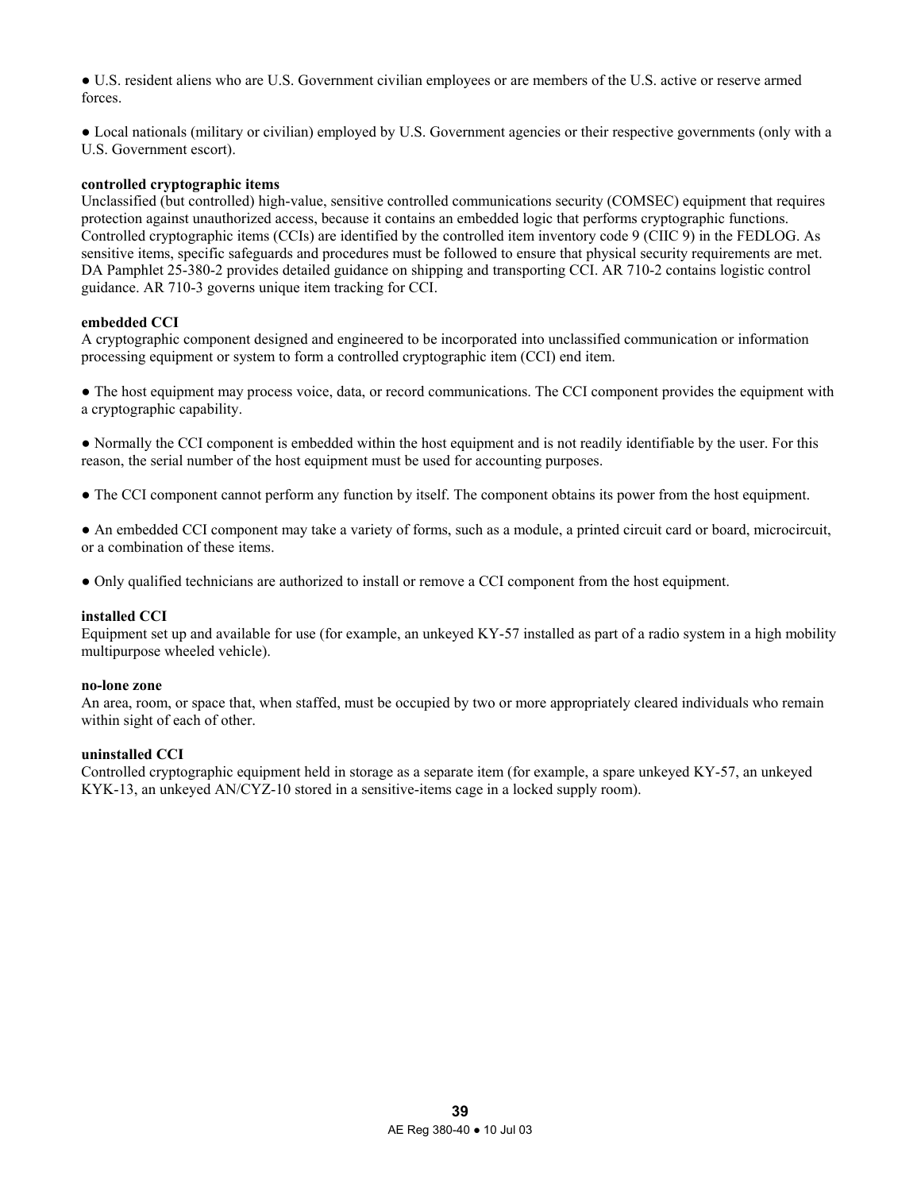- U.S. resident aliens who are U.S. Government civilian employees or are members of the U.S. active or reserve armed forces.

- Local nationals (military or civilian) employed by U.S. Government agencies or their respective governments (only with a U.S. Government escort).

**controlled cryptographic items**
Unclassified (but controlled) high-value, sensitive controlled communications security (COMSEC) equipment that requires protection against unauthorized access, because it contains an embedded logic that performs cryptographic functions. Controlled cryptographic items (CCIs) are identified by the controlled item inventory code 9 (CIIC 9) in the FEDLOG. As sensitive items, specific safeguards and procedures must be followed to ensure that physical security requirements are met. DA Pamphlet 25-380-2 provides detailed guidance on shipping and transporting CCI. AR 710-2 contains logistic control guidance. AR 710-3 governs unique item tracking for CCI.

**embedded CCI**
A cryptographic component designed and engineered to be incorporated into unclassified communication or information processing equipment or system to form a controlled cryptographic item (CCI) end item.

- The host equipment may process voice, data, or record communications. The CCI component provides the equipment with a cryptographic capability.

- Normally the CCI component is embedded within the host equipment and is not readily identifiable by the user. For this reason, the serial number of the host equipment must be used for accounting purposes.

- The CCI component cannot perform any function by itself. The component obtains its power from the host equipment.

- An embedded CCI component may take a variety of forms, such as a module, a printed circuit card or board, microcircuit, or a combination of these items.

- Only qualified technicians are authorized to install or remove a CCI component from the host equipment.

**installed CCI**
Equipment set up and available for use (for example, an unkeyed KY-57 installed as part of a radio system in a high mobility multipurpose wheeled vehicle).

**no-lone zone**
An area, room, or space that, when staffed, must be occupied by two or more appropriately cleared individuals who remain within sight of each of other.

**uninstalled CCI**
Controlled cryptographic equipment held in storage as a separate item (for example, a spare unkeyed KY-57, an unkeyed KYK-13, an unkeyed AN/CYZ-10 stored in a sensitive-items cage in a locked supply room).